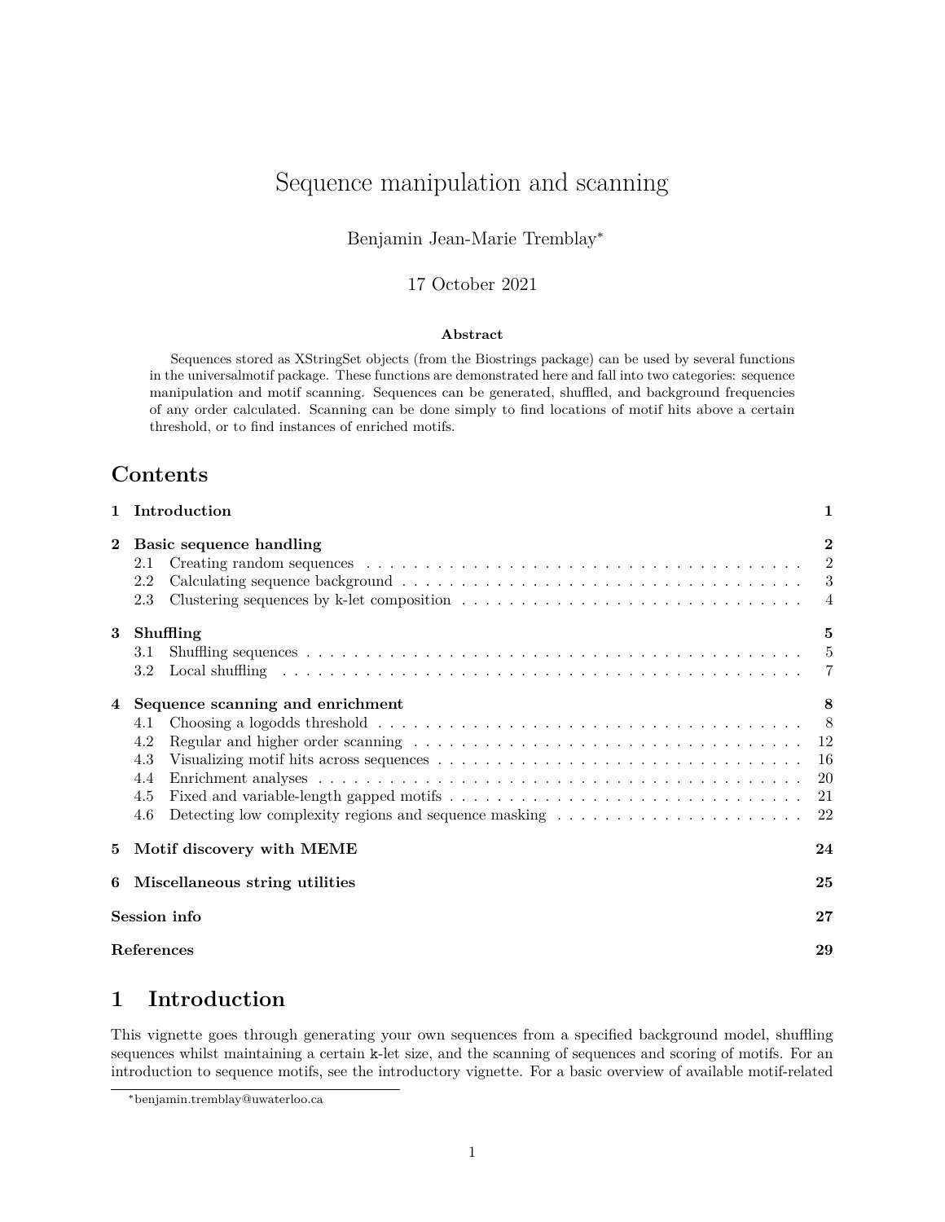# Sequence manipulation and scanning

Benjamin Jean-Marie Tremblay*

17 October 2021

**Abstract**

Sequences stored as XStringSet objects (from the Biostrings package) can be used by several functions in the universalmotif package. These functions are demonstrated here and fall into two categories: sequence manipulation and motif scanning. Sequences can be generated, shuffled, and background frequencies of any order calculated. Scanning can be done simply to find locations of motif hits above a certain threshold, or to find instances of enriched motifs.

## Contents

| | | |
|---|---|---|
| **1** | **Introduction** | **1** |
| **2** | **Basic sequence handling** | **2** |
| 2.1 | Creating random sequences | 2 |
| 2.2 | Calculating sequence background | 3 |
| 2.3 | Clustering sequences by k-let composition | 4 |
| **3** | **Shuffling** | **5** |
| 3.1 | Shuffling sequences | 5 |
| 3.2 | Local shuffling | 7 |
| **4** | **Sequence scanning and enrichment** | **8** |
| 4.1 | Choosing a logodds threshold | 8 |
| 4.2 | Regular and higher order scanning | 12 |
| 4.3 | Visualizing motif hits across sequences | 16 |
| 4.4 | Enrichment analyses | 20 |
| 4.5 | Fixed and variable-length gapped motifs | 21 |
| 4.6 | Detecting low complexity regions and sequence masking | 22 |
| **5** | **Motif discovery with MEME** | **24** |
| **6** | **Miscellaneous string utilities** | **25** |
| | **Session info** | **27** |
| | **References** | **29** |

## 1 Introduction

This vignette goes through generating your own sequences from a specified background model, shuffling sequences whilst maintaining a certain `k`-let size, and the scanning of sequences and scoring of motifs. For an introduction to sequence motifs, see the introductory vignette. For a basic overview of available motif-related

*benjamin.tremblay@uwaterloo.ca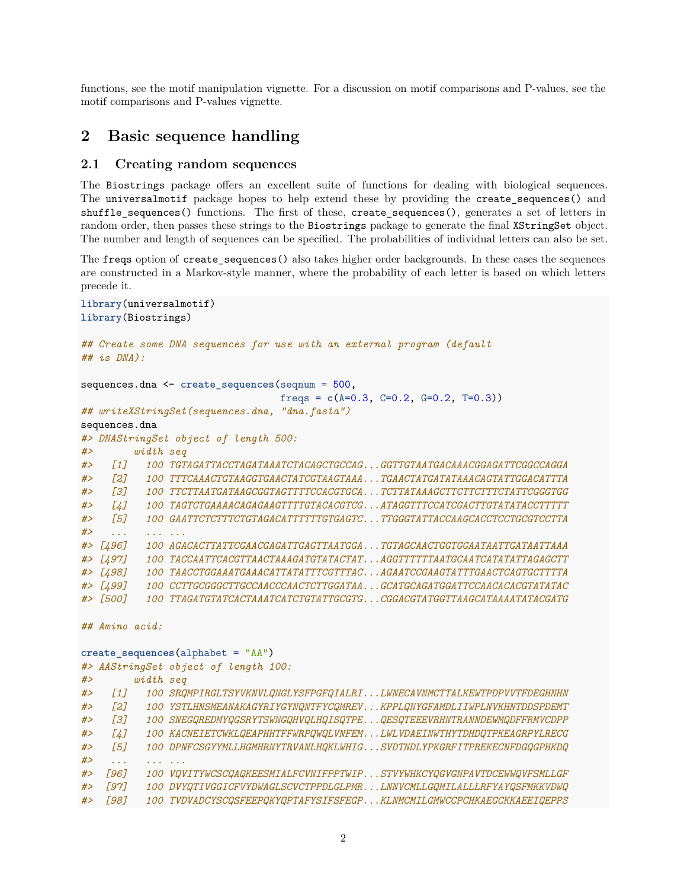functions, see the motif manipulation vignette. For a discussion on motif comparisons and P-values, see the motif comparisons and P-values vignette.

# 2 Basic sequence handling

## 2.1 Creating random sequences

The Biostrings package offers an excellent suite of functions for dealing with biological sequences. The universalmotif package hopes to help extend these by providing the create_sequences() and shuffle_sequences() functions. The first of these, create_sequences(), generates a set of letters in random order, then passes these strings to the Biostrings package to generate the final XStringSet object. The number and length of sequences can be specified. The probabilities of individual letters can also be set.

The freqs option of create_sequences() also takes higher order backgrounds. In these cases the sequences are constructed in a Markov-style manner, where the probability of each letter is based on which letters precede it.

```
library(universalmotif)
library(Biostrings)

## Create some DNA sequences for use with an external program (default
## is DNA):

sequences.dna <- create_sequences(seqnum = 500,
                                  freqs = c(A=0.3, C=0.2, G=0.2, T=0.3))
## writeXStringSet(sequences.dna, "dna.fasta")
sequences.dna
#> DNAStringSet object of length 500:
#>       width seq
#>   [1]   100 TGTAGATTACCTAGATAAATCTACAGCTGCCAG...GGTTGTAATGACAAACGGAGATTCGGCCAGGA
#>   [2]   100 TTTCAAACTGTAAGGTGAACTATCGTAAGTAAA...TGAACTATGATATAAACAGTATTGGACATTTA
#>   [3]   100 TTCTTAATGATAAGCGGTAGTTTTCCACGTGCA...TCTTATAAAGCTTCTTCTTTCTATTCGGGTGG
#>   [4]   100 TAGTCTGAAAACAGAGAAGTTTTGTACACGTCG...ATAGGTTTCCATCGACTTGTATATACCTTTTT
#>   [5]   100 GAATTCTCTTTCTGTAGACATTTTTTGTGAGTC...TTGGGTATTACCAAGCACCTCCTGCGTCCTTA
#>   ...   ... ...
#> [496]   100 AGACACTTATTCGAACGAGATTGAGTTAATGGA...TGTAGCAACTGGTGGAATAATTGATAATTAAA
#> [497]   100 TACCAATTCACGTTAACTAAAGATGTATACTAT...AGGTTTTTTAATGCAATCATATATTAGAGCTT
#> [498]   100 TAACCTGGAAATGAAACATTATATTTCGTTTAC...AGAATCCGAAGTATTTGAACTCAGTGCTTTTA
#> [499]   100 CCTTGCGGGCTTGCCAACCCAACTCTTGGATAA...GCATGCAGATGGATTCCAACACACGTATATAC
#> [500]   100 TTAGATGTATCACTAAATCATCTGTATTGCGTG...CGGACGTATGGTTAAGCATAAAATATACGATG

## Amino acid:

create_sequences(alphabet = "AA")
#> AAStringSet object of length 100:
#>       width seq
#>   [1]   100 SRQMPIRGLTSYVKNVLQNGLYSFPGFQIALRI...LWNECAVNMCTTALKEWTPDPVVTFDEGHNHN
#>   [2]   100 YSTLHNSMEANAKAGYRIYGYNQNTFYCQMREV...KPPLQNYGFAMDLIIWPLNVKHNTDDSPDEMT
#>   [3]   100 SNEGQREDMYQGSRYTSWNGQHVQLHQISQTPE...QESQTEEEVRHNTRANNDEWMQDFFRMVCDPP
#>   [4]   100 KACNEIETCWKLQEAPHHTFFWRPQWQLVNFEM...LWLVDAEINWTHYTDHDQTPKEAGRPYLRECG
#>   [5]   100 DPNFCSGYYMLLHGMHRNYTRVANLHQKLWHIG...SVDTNDLYPKGRFITPREKECNFDGQGPHKDQ
#>   ...   ... ...
#>  [96]   100 VQVITYWCSCQAQKEESMIALFCVNIFPPTWIP...STVYWHKCYQGVGNPAVTDCEWWQVFSMLLGF
#>  [97]   100 DVYQTIVGGICFVYDWAGLSCVCTPPDLGLPMR...LNNVCMLLGQMILALLLRFYAYQSFMKKVDWQ
#>  [98]   100 TVDVADCYSCQSFEEPQKYQPTAFYSIFSFEGP...KLNMCMILGMWCCPCHKAEGCKKAEEIQEPPS
```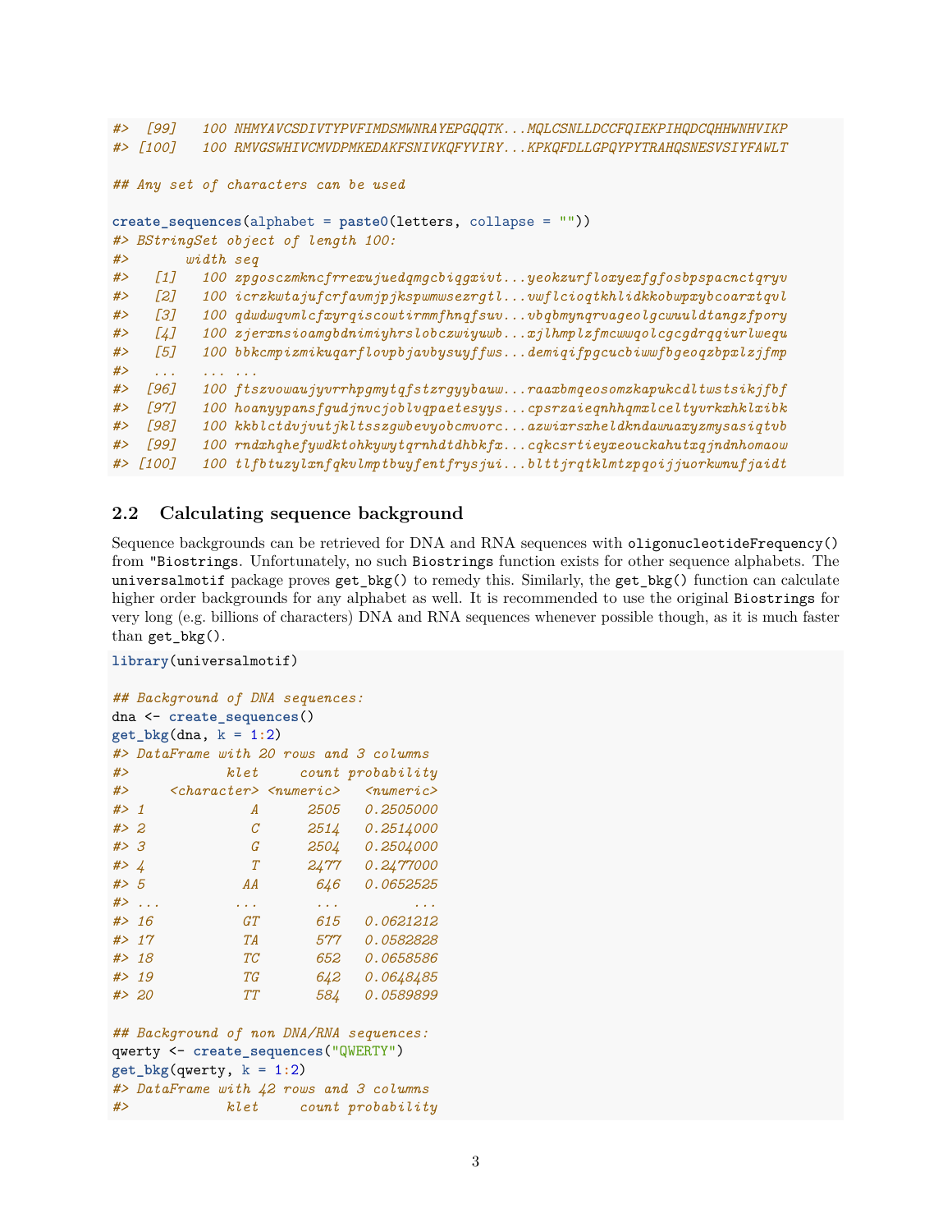```
#>  [99]   100 NHMYAVCSDIVTYPVFIMDSMWNRAYEPGQQTK...MQLCSNLLDCCFQIEKPIHQDCQHHWNHVIKP
#> [100]   100 RMVGSWHIVCMVDPMKEDAKFSNIVKQFYVIRY...KPKQFDLLGPQYPYTRAHQSNESVSIYFAWLT

## Any set of characters can be used

create_sequences(alphabet = paste0(letters, collapse = ""))
#> BStringSet object of length 100:
#>       width seq
#>   [1]   100 zpgosczmkncfrrexujuedqmgcbiqgxivt...yeokzurfloxyexfgfosbpspacnctqryv
#>   [2]   100 icrzkwtajufcrfavmjpjkspumwsezrgtl...vwflcioqtkhlidkkobwpxybcoarxtqvl
#>   [3]   100 qdwdwqvmlcfxyrqiscowtirmmfhnqfsuv...vbqbmynqrvageolgcwuuldtangzfpory
#>   [4]   100 zjerxnsioamgbdnimiyhrslobczwiyuwb...xjlhmplzfmcwwqolcgcgdrqqiurlwequ
#>   [5]   100 bbkcmpizmikuqarflovpbjavbysuyffws...demiqifpgcucbiwwfbgeoqzbpxlzjfmp
#>   ...   ... ...
#>  [96]   100 ftszvowaujyvrrhpgmytqfstzrgyybauw...raaxbmqeosomzkapukcdltwstsikjfbf
#>  [97]   100 hoanyypansfgudjnvcjoblvqpaetesyys...cpsrzaieqnhhqmxlceltyvrkxhklxibk
#>  [98]   100 kkblctdvjvutjkltsszgwbevyobcmvorc...azwixrsxheldkndawuaxyzmysasiqtvb
#>  [99]   100 rndxhqhefywdktohkywytqrnhdtdhbkfx...cqkcsrtieyxeouckahutxqjndnhomaow
#> [100]   100 tlfbtuzylxnfqkvlmptbuyfentfrysjui...blttjrqtklmtzpqoijjuorkwnufjaidt
```

## 2.2 Calculating sequence background

Sequence backgrounds can be retrieved for DNA and RNA sequences with `oligonucleotideFrequency()` from "Biostrings. Unfortunately, no such Biostrings function exists for other sequence alphabets. The universalmotif package proves `get_bkg()` to remedy this. Similarly, the `get_bkg()` function can calculate higher order backgrounds for any alphabet as well. It is recommended to use the original Biostrings for very long (e.g. billions of characters) DNA and RNA sequences whenever possible though, as it is much faster than `get_bkg()`.

```
library(universalmotif)

## Background of DNA sequences:
dna <- create_sequences()
get_bkg(dna, k = 1:2)
#> DataFrame with 20 rows and 3 columns
#>            klet     count probability
#>     <character> <numeric>   <numeric>
#> 1             A      2505   0.2505000
#> 2             C      2514   0.2514000
#> 3             G      2504   0.2504000
#> 4             T      2477   0.2477000
#> 5            AA       646   0.0652525
#> ...         ...       ...         ...
#> 16           GT       615   0.0621212
#> 17           TA       577   0.0582828
#> 18           TC       652   0.0658586
#> 19           TG       642   0.0648485
#> 20           TT       584   0.0589899

## Background of non DNA/RNA sequences:
qwerty <- create_sequences("QWERTY")
get_bkg(qwerty, k = 1:2)
#> DataFrame with 42 rows and 3 columns
#>            klet     count probability
```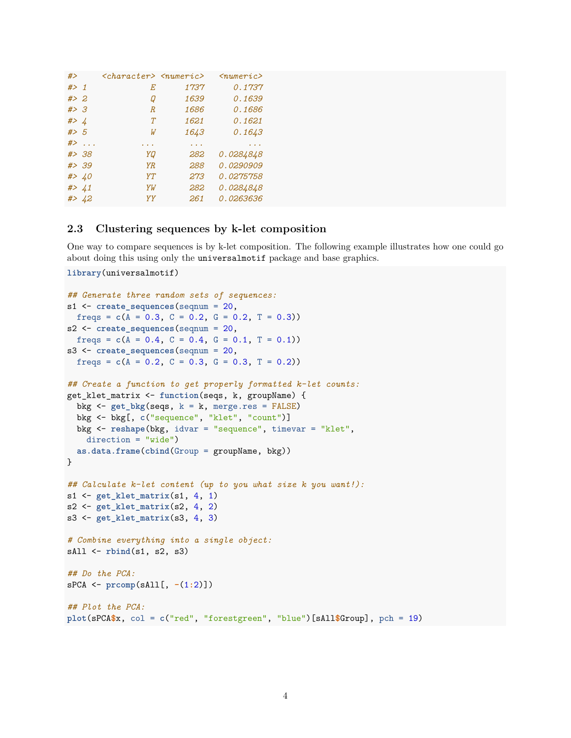```
#>      <character> <numeric>   <numeric>
#> 1              E      1737      0.1737
#> 2              Q      1639      0.1639
#> 3              R      1686      0.1686
#> 4              T      1621      0.1621
#> 5              W      1643      0.1643
#> ...          ...       ...         ...
#> 38            YQ       282   0.0284848
#> 39            YR       288   0.0290909
#> 40            YT       273   0.0275758
#> 41            YW       282   0.0284848
#> 42            YY       261   0.0263636
```

### 2.3 Clustering sequences by k-let composition

One way to compare sequences is by k-let composition. The following example illustrates how one could go about doing this using only the `universalmotif` package and base graphics.

```r
library(universalmotif)

## Generate three random sets of sequences:
s1 <- create_sequences(seqnum = 20,
  freqs = c(A = 0.3, C = 0.2, G = 0.2, T = 0.3))
s2 <- create_sequences(seqnum = 20,
  freqs = c(A = 0.4, C = 0.4, G = 0.1, T = 0.1))
s3 <- create_sequences(seqnum = 20,
  freqs = c(A = 0.2, C = 0.3, G = 0.3, T = 0.2))

## Create a function to get properly formatted k-let counts:
get_klet_matrix <- function(seqs, k, groupName) {
  bkg <- get_bkg(seqs, k = k, merge.res = FALSE)
  bkg <- bkg[, c("sequence", "klet", "count")]
  bkg <- reshape(bkg, idvar = "sequence", timevar = "klet",
    direction = "wide")
  as.data.frame(cbind(Group = groupName, bkg))
}

## Calculate k-let content (up to you what size k you want!):
s1 <- get_klet_matrix(s1, 4, 1)
s2 <- get_klet_matrix(s2, 4, 2)
s3 <- get_klet_matrix(s3, 4, 3)

# Combine everything into a single object:
sAll <- rbind(s1, s2, s3)

## Do the PCA:
sPCA <- prcomp(sAll[, -(1:2)])

## Plot the PCA:
plot(sPCA$x, col = c("red", "forestgreen", "blue")[sAll$Group], pch = 19)
```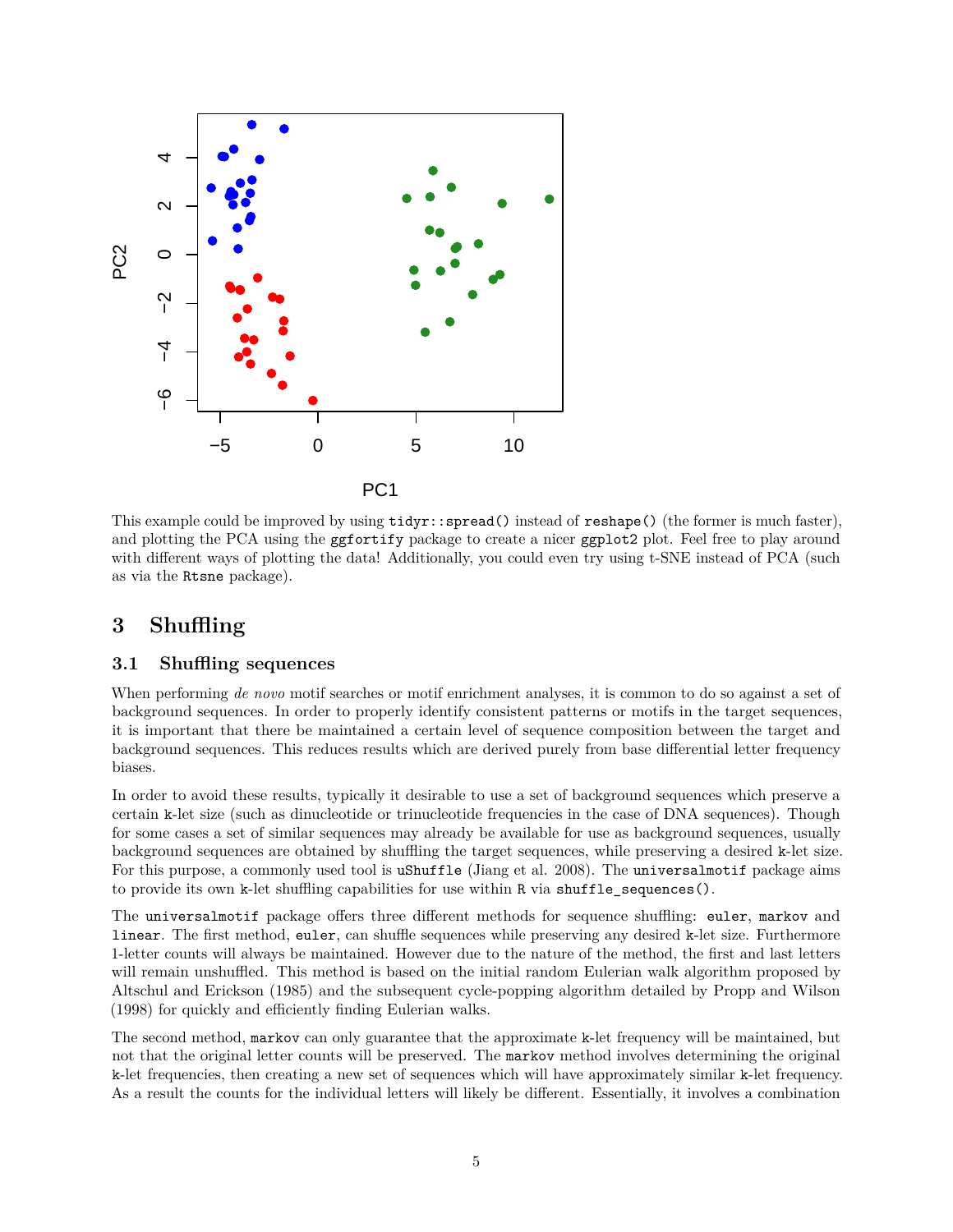This example could be improved by using `tidyr::spread()` instead of `reshape()` (the former is much faster), and plotting the PCA using the `ggfortify` package to create a nicer `ggplot2` plot. Feel free to play around with different ways of plotting the data! Additionally, you could even try using t-SNE instead of PCA (such as via the `Rtsne` package).

# 3 Shuffling

## 3.1 Shuffling sequences

When performing *de novo* motif searches or motif enrichment analyses, it is common to do so against a set of background sequences. In order to properly identify consistent patterns or motifs in the target sequences, it is important that there be maintained a certain level of sequence composition between the target and background sequences. This reduces results which are derived purely from base differential letter frequency biases.

In order to avoid these results, typically it desirable to use a set of background sequences which preserve a certain `k`-let size (such as dinucleotide or trinucleotide frequencies in the case of DNA sequences). Though for some cases a set of similar sequences may already be available for use as background sequences, usually background sequences are obtained by shuffling the target sequences, while preserving a desired `k`-let size. For this purpose, a commonly used tool is `uShuffle` (Jiang et al. 2008). The `universalmotif` package aims to provide its own `k`-let shuffling capabilities for use within `R` via `shuffle_sequences()`.

The `universalmotif` package offers three different methods for sequence shuffling: `euler`, `markov` and `linear`. The first method, `euler`, can shuffle sequences while preserving any desired `k`-let size. Furthermore 1-letter counts will always be maintained. However due to the nature of the method, the first and last letters will remain unshuffled. This method is based on the initial random Eulerian walk algorithm proposed by Altschul and Erickson (1985) and the subsequent cycle-popping algorithm detailed by Propp and Wilson (1998) for quickly and efficiently finding Eulerian walks.

The second method, `markov` can only guarantee that the approximate `k`-let frequency will be maintained, but not that the original letter counts will be preserved. The `markov` method involves determining the original `k`-let frequencies, then creating a new set of sequences which will have approximately similar `k`-let frequency. As a result the counts for the individual letters will likely be different. Essentially, it involves a combination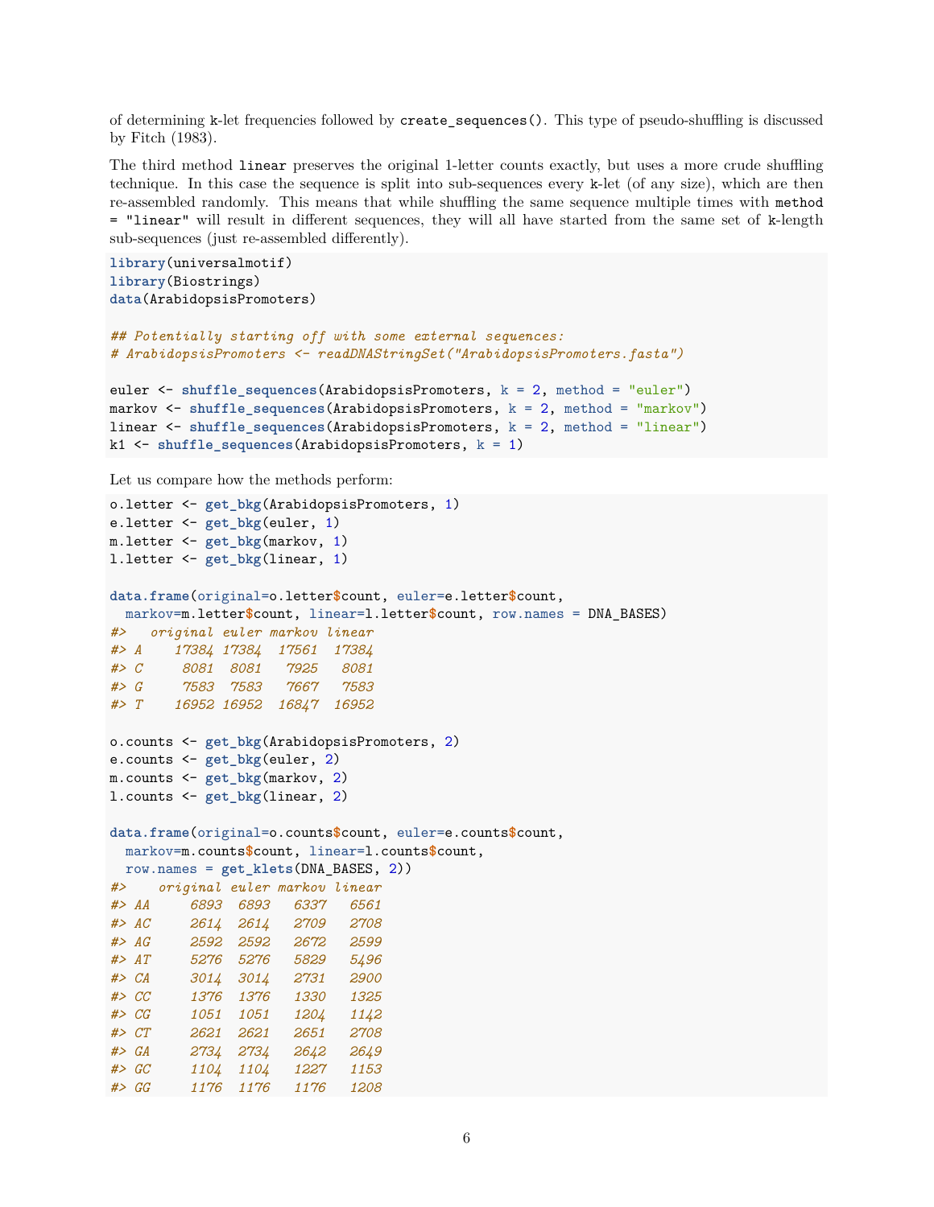of determining k-let frequencies followed by `create_sequences()`. This type of pseudo-shuffling is discussed by Fitch (1983).

The third method `linear` preserves the original 1-letter counts exactly, but uses a more crude shuffling technique. In this case the sequence is split into sub-sequences every k-let (of any size), which are then re-assembled randomly. This means that while shuffling the same sequence multiple times with `method = "linear"` will result in different sequences, they will all have started from the same set of k-length sub-sequences (just re-assembled differently).

```
library(universalmotif)
library(Biostrings)
data(ArabidopsisPromoters)

## Potentially starting off with some external sequences:
# ArabidopsisPromoters <- readDNAStringSet("ArabidopsisPromoters.fasta")

euler <- shuffle_sequences(ArabidopsisPromoters, k = 2, method = "euler")
markov <- shuffle_sequences(ArabidopsisPromoters, k = 2, method = "markov")
linear <- shuffle_sequences(ArabidopsisPromoters, k = 2, method = "linear")
k1 <- shuffle_sequences(ArabidopsisPromoters, k = 1)
```

Let us compare how the methods perform:

```
o.letter <- get_bkg(ArabidopsisPromoters, 1)
e.letter <- get_bkg(euler, 1)
m.letter <- get_bkg(markov, 1)
l.letter <- get_bkg(linear, 1)

data.frame(original=o.letter$count, euler=e.letter$count,
  markov=m.letter$count, linear=l.letter$count, row.names = DNA_BASES)
#>   original euler markov linear
#> A    17384 17384  17561  17384
#> C     8081  8081   7925   8081
#> G     7583  7583   7667   7583
#> T    16952 16952  16847  16952

o.counts <- get_bkg(ArabidopsisPromoters, 2)
e.counts <- get_bkg(euler, 2)
m.counts <- get_bkg(markov, 2)
l.counts <- get_bkg(linear, 2)

data.frame(original=o.counts$count, euler=e.counts$count,
  markov=m.counts$count, linear=l.counts$count,
  row.names = get_klets(DNA_BASES, 2))
#>    original euler markov linear
#> AA     6893  6893   6337   6561
#> AC     2614  2614   2709   2708
#> AG     2592  2592   2672   2599
#> AT     5276  5276   5829   5496
#> CA     3014  3014   2731   2900
#> CC     1376  1376   1330   1325
#> CG     1051  1051   1204   1142
#> CT     2621  2621   2651   2708
#> GA     2734  2734   2642   2649
#> GC     1104  1104   1227   1153
#> GG     1176  1176   1176   1208
```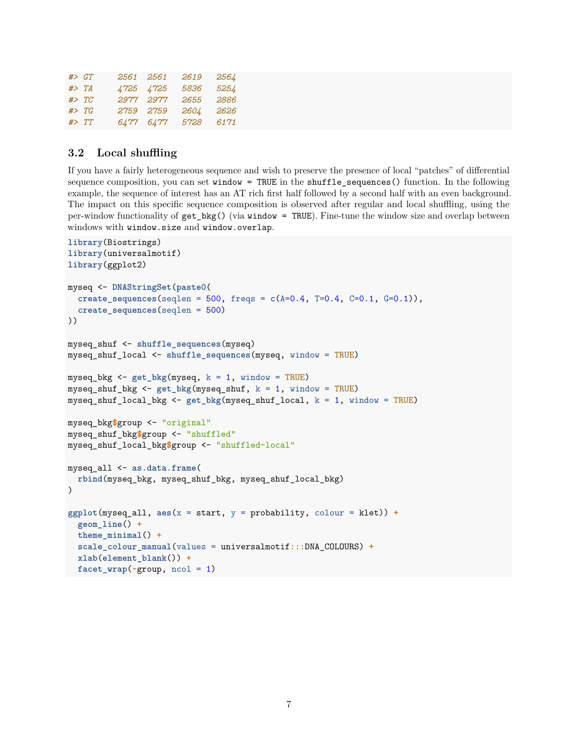```
#> GT     2561  2561   2619   2564
#> TA     4725  4725   5836   5254
#> TC     2977  2977   2655   2886
#> TG     2759  2759   2604   2626
#> TT     6477  6477   5728   6171
```

### 3.2 Local shuffling

If you have a fairly heterogeneous sequence and wish to preserve the presence of local "patches" of differential sequence composition, you can set `window = TRUE` in the `shuffle_sequences()` function. In the following example, the sequence of interest has an AT rich first half followed by a second half with an even background. The impact on this specific sequence composition is observed after regular and local shuffling, using the per-window functionality of `get_bkg()` (via `window = TRUE`). Fine-tune the window size and overlap between windows with `window.size` and `window.overlap`.

```
library(Biostrings)
library(universalmotif)
library(ggplot2)

myseq <- DNAStringSet(paste0(
  create_sequences(seqlen = 500, freqs = c(A=0.4, T=0.4, C=0.1, G=0.1)),
  create_sequences(seqlen = 500)
))

myseq_shuf <- shuffle_sequences(myseq)
myseq_shuf_local <- shuffle_sequences(myseq, window = TRUE)

myseq_bkg <- get_bkg(myseq, k = 1, window = TRUE)
myseq_shuf_bkg <- get_bkg(myseq_shuf, k = 1, window = TRUE)
myseq_shuf_local_bkg <- get_bkg(myseq_shuf_local, k = 1, window = TRUE)

myseq_bkg$group <- "original"
myseq_shuf_bkg$group <- "shuffled"
myseq_shuf_local_bkg$group <- "shuffled-local"

myseq_all <- as.data.frame(
  rbind(myseq_bkg, myseq_shuf_bkg, myseq_shuf_local_bkg)
)

ggplot(myseq_all, aes(x = start, y = probability, colour = klet)) +
  geom_line() +
  theme_minimal() +
  scale_colour_manual(values = universalmotif:::DNA_COLOURS) +
  xlab(element_blank()) +
  facet_wrap(~group, ncol = 1)
```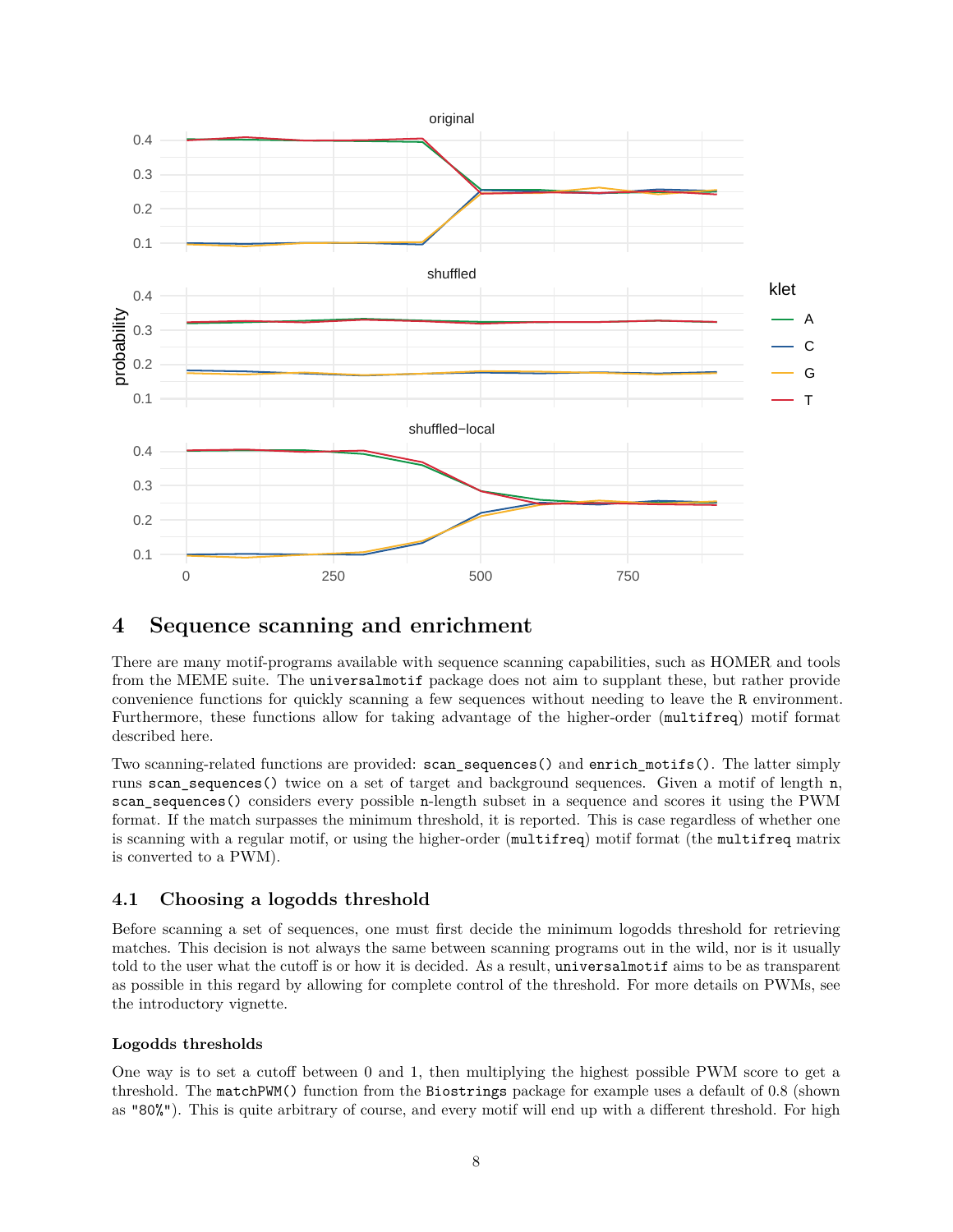# 4 Sequence scanning and enrichment

There are many motif-programs available with sequence scanning capabilities, such as HOMER and tools from the MEME suite. The `universalmotif` package does not aim to supplant these, but rather provide convenience functions for quickly scanning a few sequences without needing to leave the `R` environment. Furthermore, these functions allow for taking advantage of the higher-order (`multifreq`) motif format described here.

Two scanning-related functions are provided: `scan_sequences()` and `enrich_motifs()`. The latter simply runs `scan_sequences()` twice on a set of target and background sequences. Given a motif of length `n`, `scan_sequences()` considers every possible `n`-length subset in a sequence and scores it using the PWM format. If the match surpasses the minimum threshold, it is reported. This is case regardless of whether one is scanning with a regular motif, or using the higher-order (`multifreq`) motif format (the `multifreq` matrix is converted to a PWM).

## 4.1 Choosing a logodds threshold

Before scanning a set of sequences, one must first decide the minimum logodds threshold for retrieving matches. This decision is not always the same between scanning programs out in the wild, nor is it usually told to the user what the cutoff is or how it is decided. As a result, `universalmotif` aims to be as transparent as possible in this regard by allowing for complete control of the threshold. For more details on PWMs, see the introductory vignette.

### Logodds thresholds

One way is to set a cutoff between 0 and 1, then multiplying the highest possible PWM score to get a threshold. The `matchPWM()` function from the `Biostrings` package for example uses a default of 0.8 (shown as `"80%"`). This is quite arbitrary of course, and every motif will end up with a different threshold. For high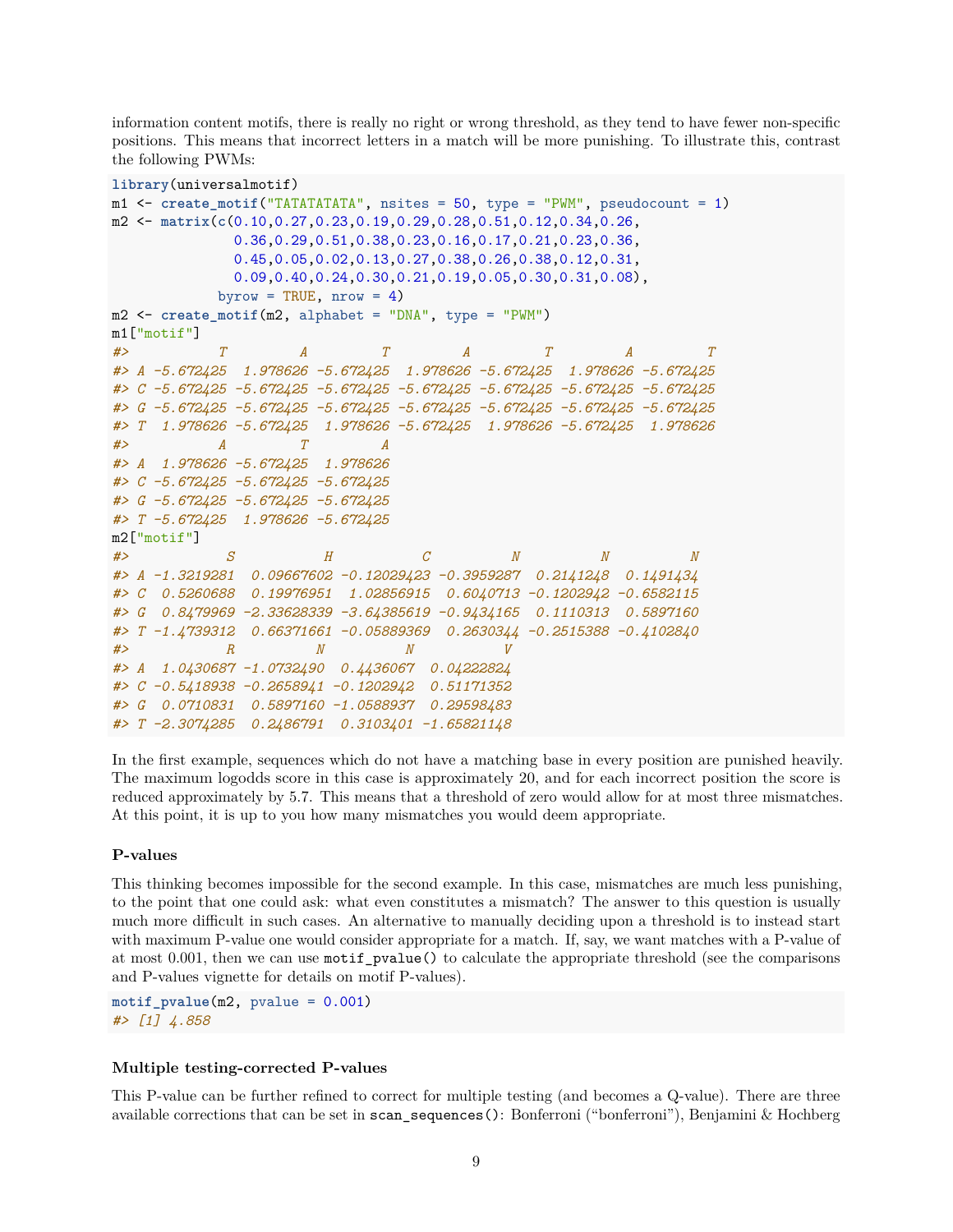information content motifs, there is really no right or wrong threshold, as they tend to have fewer non-specific positions. This means that incorrect letters in a match will be more punishing. To illustrate this, contrast the following PWMs:

```
library(universalmotif)
m1 <- create_motif("TATATATATA", nsites = 50, type = "PWM", pseudocount = 1)
m2 <- matrix(c(0.10,0.27,0.23,0.19,0.29,0.28,0.51,0.12,0.34,0.26,
               0.36,0.29,0.51,0.38,0.23,0.16,0.17,0.21,0.23,0.36,
               0.45,0.05,0.02,0.13,0.27,0.38,0.26,0.38,0.12,0.31,
               0.09,0.40,0.24,0.30,0.21,0.19,0.05,0.30,0.31,0.08),
             byrow = TRUE, nrow = 4)
m2 <- create_motif(m2, alphabet = "DNA", type = "PWM")
m1["motif"]
#>           T         A         T         A         T         A         T
#> A -5.672425  1.978626 -5.672425  1.978626 -5.672425  1.978626 -5.672425
#> C -5.672425 -5.672425 -5.672425 -5.672425 -5.672425 -5.672425 -5.672425
#> G -5.672425 -5.672425 -5.672425 -5.672425 -5.672425 -5.672425 -5.672425
#> T  1.978626 -5.672425  1.978626 -5.672425  1.978626 -5.672425  1.978626
#>           A         T         A
#> A  1.978626 -5.672425  1.978626
#> C -5.672425 -5.672425 -5.672425
#> G -5.672425 -5.672425 -5.672425
#> T -5.672425  1.978626 -5.672425
m2["motif"]
#>            S           H           C          N          N          N
#> A -1.3219281  0.09667602 -0.12029423 -0.3959287  0.2141248  0.1491434
#> C  0.5260688  0.19976951  1.02856915  0.6040713 -0.1202942 -0.6582115
#> G  0.8479969 -2.33628339 -3.64385619 -0.9434165  0.1110313  0.5897160
#> T -1.4739312  0.66371661 -0.05889369  0.2630344 -0.2515388 -0.4102840
#>            R          N          N           V
#> A  1.0430687 -1.0732490  0.4436067  0.04222824
#> C -0.5418938 -0.2658941 -0.1202942  0.51171352
#> G  0.0710831  0.5897160 -1.0588937  0.29598483
#> T -2.3074285  0.2486791  0.3103401 -1.65821148
```

In the first example, sequences which do not have a matching base in every position are punished heavily. The maximum logodds score in this case is approximately 20, and for each incorrect position the score is reduced approximately by 5.7. This means that a threshold of zero would allow for at most three mismatches. At this point, it is up to you how many mismatches you would deem appropriate.

#### P-values

This thinking becomes impossible for the second example. In this case, mismatches are much less punishing, to the point that one could ask: what even constitutes a mismatch? The answer to this question is usually much more difficult in such cases. An alternative to manually deciding upon a threshold is to instead start with maximum P-value one would consider appropriate for a match. If, say, we want matches with a P-value of at most 0.001, then we can use `motif_pvalue()` to calculate the appropriate threshold (see the comparisons and P-values vignette for details on motif P-values).

```
motif_pvalue(m2, pvalue = 0.001)
#> [1] 4.858
```

#### Multiple testing-corrected P-values

This P-value can be further refined to correct for multiple testing (and becomes a Q-value). There are three available corrections that can be set in `scan_sequences()`: Bonferroni ("bonferroni"), Benjamini & Hochberg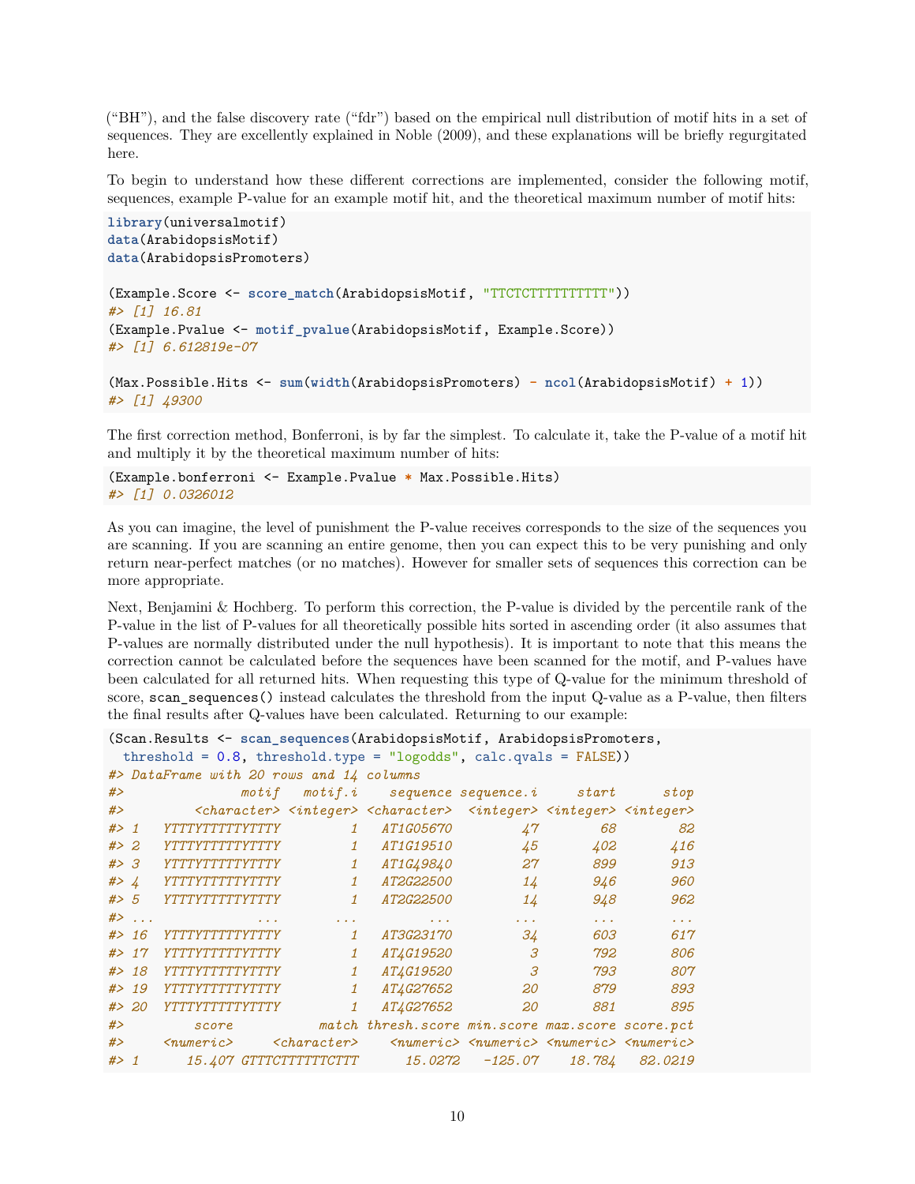("BH"), and the false discovery rate ("fdr") based on the empirical null distribution of motif hits in a set of sequences. They are excellently explained in Noble (2009), and these explanations will be briefly regurgitated here.

To begin to understand how these different corrections are implemented, consider the following motif, sequences, example P-value for an example motif hit, and the theoretical maximum number of motif hits:

```
library(universalmotif)
data(ArabidopsisMotif)
data(ArabidopsisPromoters)

(Example.Score <- score_match(ArabidopsisMotif, "TTCTCTTTTTTTTTT"))
#> [1] 16.81
(Example.Pvalue <- motif_pvalue(ArabidopsisMotif, Example.Score))
#> [1] 6.612819e-07

(Max.Possible.Hits <- sum(width(ArabidopsisPromoters) - ncol(ArabidopsisMotif) + 1))
#> [1] 49300
```

The first correction method, Bonferroni, is by far the simplest. To calculate it, take the P-value of a motif hit and multiply it by the theoretical maximum number of hits:

```
(Example.bonferroni <- Example.Pvalue * Max.Possible.Hits)
#> [1] 0.0326012
```

As you can imagine, the level of punishment the P-value receives corresponds to the size of the sequences you are scanning. If you are scanning an entire genome, then you can expect this to be very punishing and only return near-perfect matches (or no matches). However for smaller sets of sequences this correction can be more appropriate.

Next, Benjamini & Hochberg. To perform this correction, the P-value is divided by the percentile rank of the P-value in the list of P-values for all theoretically possible hits sorted in ascending order (it also assumes that P-values are normally distributed under the null hypothesis). It is important to note that this means the correction cannot be calculated before the sequences have been scanned for the motif, and P-values have been calculated for all returned hits. When requesting this type of Q-value for the minimum threshold of score, `scan_sequences()` instead calculates the threshold from the input Q-value as a P-value, then filters the final results after Q-values have been calculated. Returning to our example:

```
(Scan.Results <- scan_sequences(ArabidopsisMotif, ArabidopsisPromoters,
  threshold = 0.8, threshold.type = "logodds", calc.qvals = FALSE))
#> DataFrame with 20 rows and 14 columns
#>               motif   motif.i    sequence sequence.i     start      stop
#>         <character> <integer> <character>  <integer> <integer> <integer>
#> 1   YTTTYTTTTTTYTTY         1   AT1G05670         47        68        82
#> 2   YTTTYTTTTTTYTTY         1   AT1G19510         45       402       416
#> 3   YTTTYTTTTTTYTTY         1   AT1G49840         27       899       913
#> 4   YTTTYTTTTTTYTTY         1   AT2G22500         14       946       960
#> 5   YTTTYTTTTTTYTTY         1   AT2G22500         14       948       962
#> ...             ...       ...         ...        ...       ...       ...
#> 16  YTTTYTTTTTTYTTY         1   AT3G23170         34       603       617
#> 17  YTTTYTTTTTTYTTY         1   AT4G19520          3       792       806
#> 18  YTTTYTTTTTTYTTY         1   AT4G19520          3       793       807
#> 19  YTTTYTTTTTTYTTY         1   AT4G27652         20       879       893
#> 20  YTTTYTTTTTTYTTY         1   AT4G27652         20       881       895
#>         score           match thresh.score min.score max.score score.pct
#>     <numeric>     <character>    <numeric> <numeric> <numeric> <numeric>
#> 1      15.407 GTTTCTTTTTTCTTT      15.0272   -125.07    18.784   82.0219
```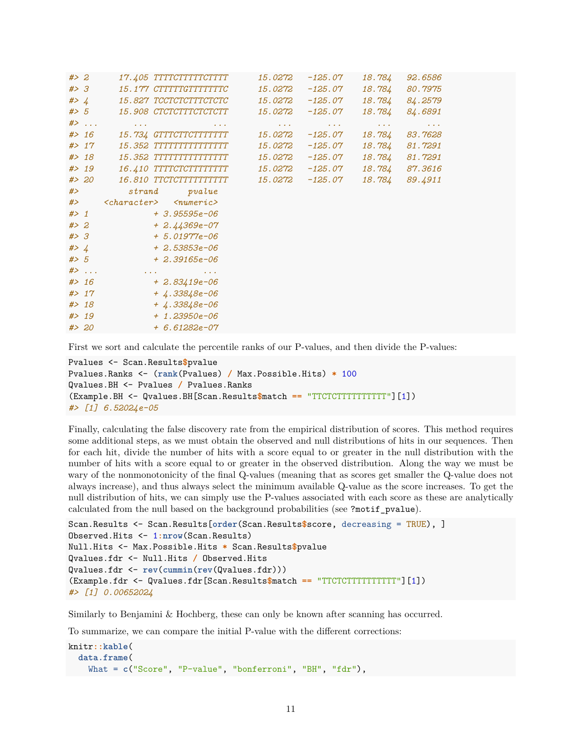```
#> 2      17.405 TTTTCTTTTTCTTTT      15.0272   -125.07    18.784   92.6586
#> 3      15.177 CTTTTTGTTTTTTTC      15.0272   -125.07    18.784   80.7975
#> 4      15.827 TCCTCTCTTTCTCTC      15.0272   -125.07    18.784   84.2579
#> 5      15.908 CTCTCTTTCTCTCTT      15.0272   -125.07    18.784   84.6891
#> ...       ...             ...          ...       ...       ...       ...
#> 16     15.734 GTTTCTTCTTTTTTT      15.0272   -125.07    18.784   83.7628
#> 17     15.352 TTTTTTTTTTTTTTT      15.0272   -125.07    18.784   81.7291
#> 18     15.352 TTTTTTTTTTTTTTT      15.0272   -125.07    18.784   81.7291
#> 19     16.410 TTTTCTCTTTTTTTT      15.0272   -125.07    18.784   87.3616
#> 20     16.810 TTCTCTTTTTTTTTT      15.0272   -125.07    18.784   89.4911
#>          strand      pvalue
#>     <character>   <numeric>
#> 1             + 3.95595e-06
#> 2             + 2.44369e-07
#> 3             + 5.01977e-06
#> 4             + 2.53853e-06
#> 5             + 2.39165e-06
#> ...         ...         ...
#> 16            + 2.83419e-06
#> 17            + 4.33848e-06
#> 18            + 4.33848e-06
#> 19            + 1.23950e-06
#> 20            + 6.61282e-07
```

First we sort and calculate the percentile ranks of our P-values, and then divide the P-values:

```
Pvalues <- Scan.Results$pvalue
Pvalues.Ranks <- (rank(Pvalues) / Max.Possible.Hits) * 100
Qvalues.BH <- Pvalues / Pvalues.Ranks
(Example.BH <- Qvalues.BH[Scan.Results$match == "TTCTCTTTTTTTTTT"][1])
#> [1] 6.52024e-05
```

Finally, calculating the false discovery rate from the empirical distribution of scores. This method requires some additional steps, as we must obtain the observed and null distributions of hits in our sequences. Then for each hit, divide the number of hits with a score equal to or greater in the null distribution with the number of hits with a score equal to or greater in the observed distribution. Along the way we must be wary of the nonmonotonicity of the final Q-values (meaning that as scores get smaller the Q-value does not always increase), and thus always select the minimum available Q-value as the score increases. To get the null distribution of hits, we can simply use the P-values associated with each score as these are analytically calculated from the null based on the background probabilities (see `?motif_pvalue`).

```
Scan.Results <- Scan.Results[order(Scan.Results$score, decreasing = TRUE), ]
Observed.Hits <- 1:nrow(Scan.Results)
Null.Hits <- Max.Possible.Hits * Scan.Results$pvalue
Qvalues.fdr <- Null.Hits / Observed.Hits
Qvalues.fdr <- rev(cummin(rev(Qvalues.fdr)))
(Example.fdr <- Qvalues.fdr[Scan.Results$match == "TTCTCTTTTTTTTTT"][1])
#> [1] 0.00652024
```

Similarly to Benjamini & Hochberg, these can only be known after scanning has occurred.

To summarize, we can compare the initial P-value with the different corrections:

```
knitr::kable(
  data.frame(
    What = c("Score", "P-value", "bonferroni", "BH", "fdr"),
```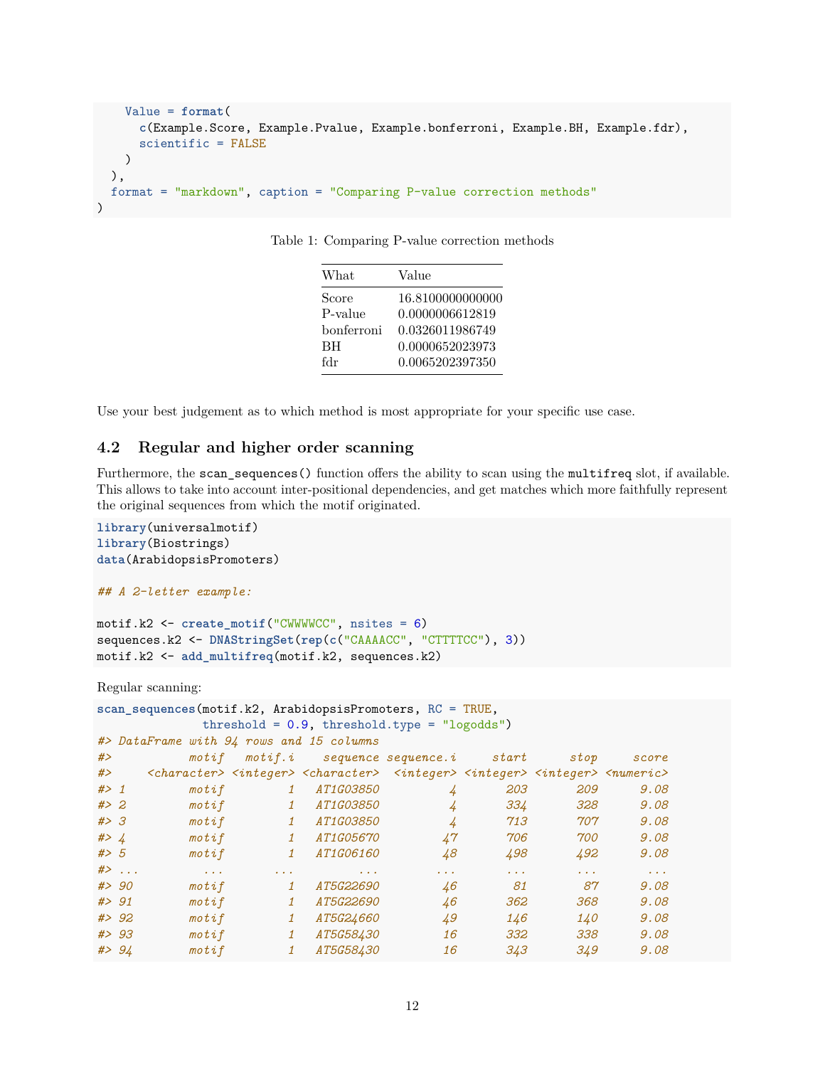```r
    Value = format(
      c(Example.Score, Example.Pvalue, Example.bonferroni, Example.BH, Example.fdr),
      scientific = FALSE
    )
  ),
  format = "markdown", caption = "Comparing P-value correction methods"
)
```

Table 1: Comparing P-value correction methods

| What | Value |
|---|---|
| Score | 16.8100000000000 |
| P-value | 0.0000006612819 |
| bonferroni | 0.0326011986749 |
| BH | 0.0000652023973 |
| fdr | 0.0065202397350 |

Use your best judgement as to which method is most appropriate for your specific use case.

## 4.2 Regular and higher order scanning

Furthermore, the `scan_sequences()` function offers the ability to scan using the `multifreq` slot, if available. This allows to take into account inter-positional dependencies, and get matches which more faithfully represent the original sequences from which the motif originated.

```r
library(universalmotif)
library(Biostrings)
data(ArabidopsisPromoters)

## A 2-letter example:

motif.k2 <- create_motif("CWWWWCC", nsites = 6)
sequences.k2 <- DNAStringSet(rep(c("CAAAACC", "CTTTTCC"), 3))
motif.k2 <- add_multifreq(motif.k2, sequences.k2)
```

Regular scanning:

```r
scan_sequences(motif.k2, ArabidopsisPromoters, RC = TRUE,
               threshold = 0.9, threshold.type = "logodds")
#> DataFrame with 94 rows and 15 columns
#>           motif   motif.i    sequence sequence.i     start      stop     score
#>     <character> <integer> <character>  <integer> <integer> <integer> <numeric>
#> 1         motif         1   AT1G03850          4       203       209      9.08
#> 2         motif         1   AT1G03850          4       334       328      9.08
#> 3         motif         1   AT1G03850          4       713       707      9.08
#> 4         motif         1   AT1G05670         47       706       700      9.08
#> 5         motif         1   AT1G06160         48       498       492      9.08
#> ...         ...       ...         ...        ...       ...       ...       ...
#> 90        motif         1   AT5G22690         46        81        87      9.08
#> 91        motif         1   AT5G22690         46       362       368      9.08
#> 92        motif         1   AT5G24660         49       146       140      9.08
#> 93        motif         1   AT5G58430         16       332       338      9.08
#> 94        motif         1   AT5G58430         16       343       349      9.08
```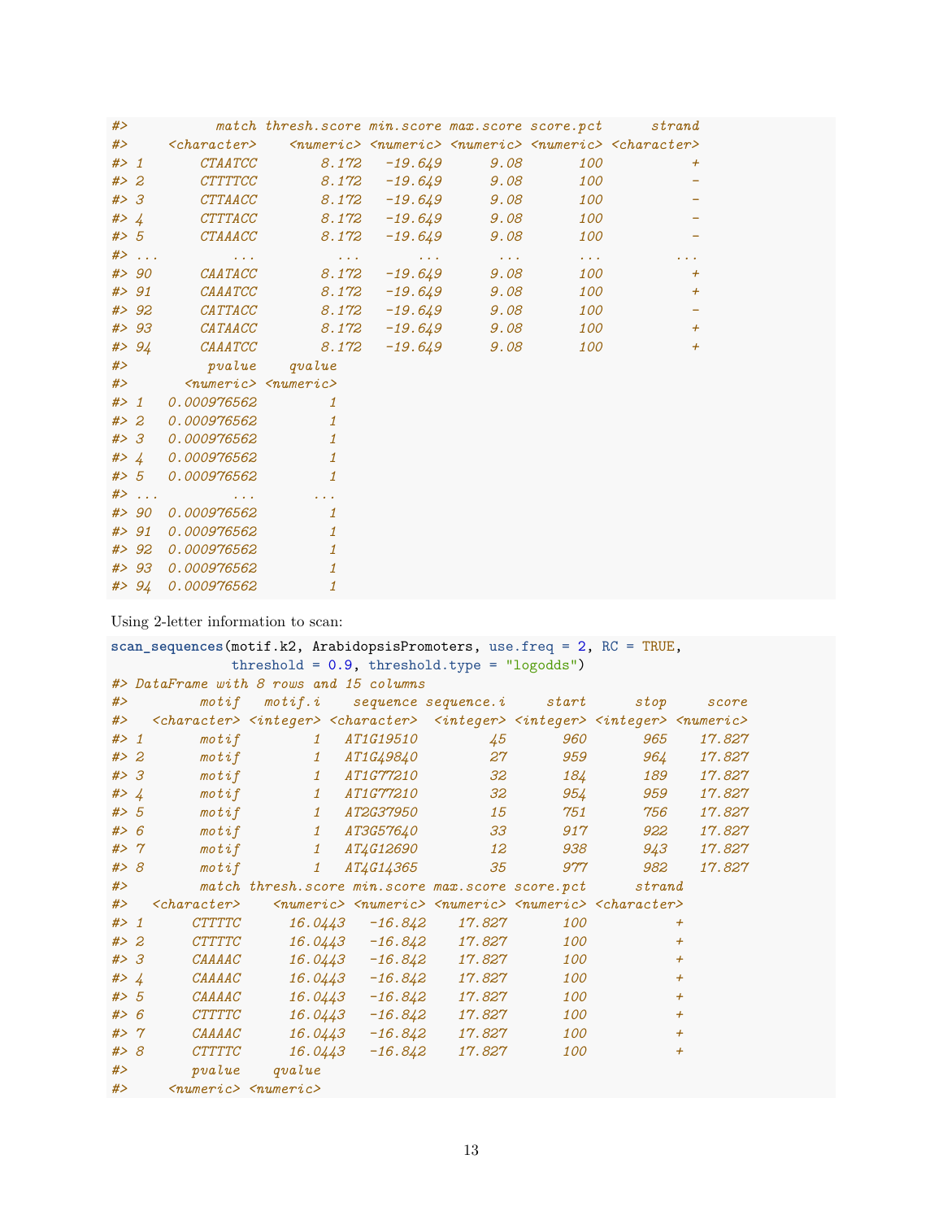```
#>           match thresh.score min.score max.score score.pct      strand
#>     <character>    <numeric> <numeric> <numeric> <numeric> <character>
#> 1       CTAATCC        8.172   -19.649      9.08       100           +
#> 2       CTTTTCC        8.172   -19.649      9.08       100           -
#> 3       CTTAACC        8.172   -19.649      9.08       100           -
#> 4       CTTTACC        8.172   -19.649      9.08       100           -
#> 5       CTAAACC        8.172   -19.649      9.08       100           -
#> ...         ...          ...       ...       ...       ...         ...
#> 90      CAATACC        8.172   -19.649      9.08       100           +
#> 91      CAAATCC        8.172   -19.649      9.08       100           +
#> 92      CATTACC        8.172   -19.649      9.08       100           -
#> 93      CATAACC        8.172   -19.649      9.08       100           +
#> 94      CAAATCC        8.172   -19.649      9.08       100           +
#>           pvalue    qvalue
#>        <numeric> <numeric>
#> 1    0.000976562         1
#> 2    0.000976562         1
#> 3    0.000976562         1
#> 4    0.000976562         1
#> 5    0.000976562         1
#> ...          ...       ...
#> 90   0.000976562         1
#> 91   0.000976562         1
#> 92   0.000976562         1
#> 93   0.000976562         1
#> 94   0.000976562         1
```

Using 2-letter information to scan:

```
scan_sequences(motif.k2, ArabidopsisPromoters, use.freq = 2, RC = TRUE,
               threshold = 0.9, threshold.type = "logodds")
#> DataFrame with 8 rows and 15 columns
#>         motif   motif.i    sequence sequence.i     start      stop     score
#>   <character> <integer> <character>  <integer> <integer> <integer> <numeric>
#> 1       motif         1   AT1G19510         45       960       965    17.827
#> 2       motif         1   AT1G49840         27       959       964    17.827
#> 3       motif         1   AT1G77210         32       184       189    17.827
#> 4       motif         1   AT1G77210         32       954       959    17.827
#> 5       motif         1   AT2G37950         15       751       756    17.827
#> 6       motif         1   AT3G57640         33       917       922    17.827
#> 7       motif         1   AT4G12690         12       938       943    17.827
#> 8       motif         1   AT4G14365         35       977       982    17.827
#>         match thresh.score min.score max.score score.pct      strand
#>   <character>    <numeric> <numeric> <numeric> <numeric> <character>
#> 1      CTTTTC      16.0443   -16.842    17.827       100           +
#> 2      CTTTTC      16.0443   -16.842    17.827       100           +
#> 3      CAAAAC      16.0443   -16.842    17.827       100           +
#> 4      CAAAAC      16.0443   -16.842    17.827       100           +
#> 5      CAAAAC      16.0443   -16.842    17.827       100           +
#> 6      CTTTTC      16.0443   -16.842    17.827       100           +
#> 7      CAAAAC      16.0443   -16.842    17.827       100           +
#> 8      CTTTTC      16.0443   -16.842    17.827       100           +
#>        pvalue    qvalue
#>     <numeric> <numeric>
```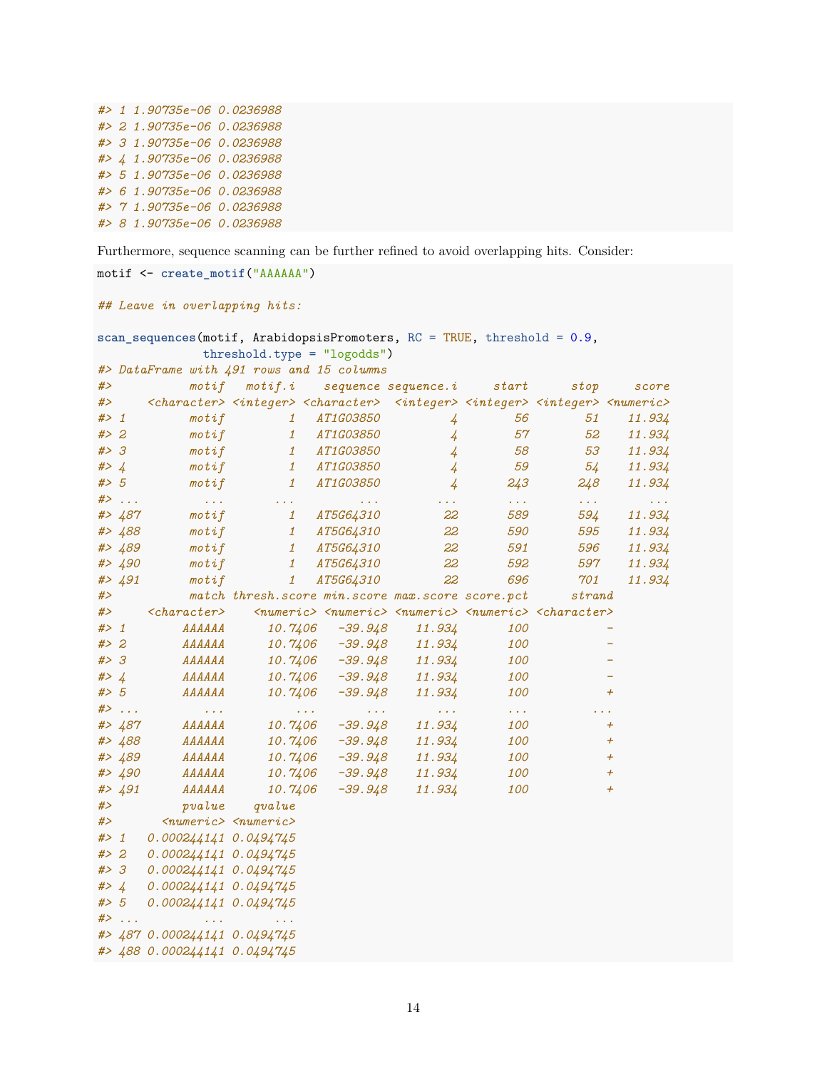```
#> 1 1.90735e-06 0.0236988
#> 2 1.90735e-06 0.0236988
#> 3 1.90735e-06 0.0236988
#> 4 1.90735e-06 0.0236988
#> 5 1.90735e-06 0.0236988
#> 6 1.90735e-06 0.0236988
#> 7 1.90735e-06 0.0236988
#> 8 1.90735e-06 0.0236988
```

Furthermore, sequence scanning can be further refined to avoid overlapping hits. Consider:

```
motif <- create_motif("AAAAAA")

## Leave in overlapping hits:

scan_sequences(motif, ArabidopsisPromoters, RC = TRUE, threshold = 0.9,
               threshold.type = "logodds")
#> DataFrame with 491 rows and 15 columns
#>           motif    motif.i    sequence sequence.i     start      stop     score
#>     <character> <integer> <character>  <integer> <integer> <integer> <numeric>
#> 1         motif         1   AT1G03850          4        56        51    11.934
#> 2         motif         1   AT1G03850          4        57        52    11.934
#> 3         motif         1   AT1G03850          4        58        53    11.934
#> 4         motif         1   AT1G03850          4        59        54    11.934
#> 5         motif         1   AT1G03850          4       243       248    11.934
#> ...         ...       ...         ...        ...       ...       ...       ...
#> 487       motif         1   AT5G64310         22       589       594    11.934
#> 488       motif         1   AT5G64310         22       590       595    11.934
#> 489       motif         1   AT5G64310         22       591       596    11.934
#> 490       motif         1   AT5G64310         22       592       597    11.934
#> 491       motif         1   AT5G64310         22       696       701    11.934
#>           match thresh.score min.score max.score score.pct      strand
#>     <character>    <numeric> <numeric> <numeric> <numeric> <character>
#> 1        AAAAAA      10.7406   -39.948    11.934       100           -
#> 2        AAAAAA      10.7406   -39.948    11.934       100           -
#> 3        AAAAAA      10.7406   -39.948    11.934       100           -
#> 4        AAAAAA      10.7406   -39.948    11.934       100           -
#> 5        AAAAAA      10.7406   -39.948    11.934       100           +
#> ...         ...          ...       ...       ...       ...         ...
#> 487      AAAAAA      10.7406   -39.948    11.934       100           +
#> 488      AAAAAA      10.7406   -39.948    11.934       100           +
#> 489      AAAAAA      10.7406   -39.948    11.934       100           +
#> 490      AAAAAA      10.7406   -39.948    11.934       100           +
#> 491      AAAAAA      10.7406   -39.948    11.934       100           +
#>          pvalue    qvalue
#>       <numeric> <numeric>
#> 1   0.000244141 0.0494745
#> 2   0.000244141 0.0494745
#> 3   0.000244141 0.0494745
#> 4   0.000244141 0.0494745
#> 5   0.000244141 0.0494745
#> ...         ...       ...
#> 487 0.000244141 0.0494745
#> 488 0.000244141 0.0494745
```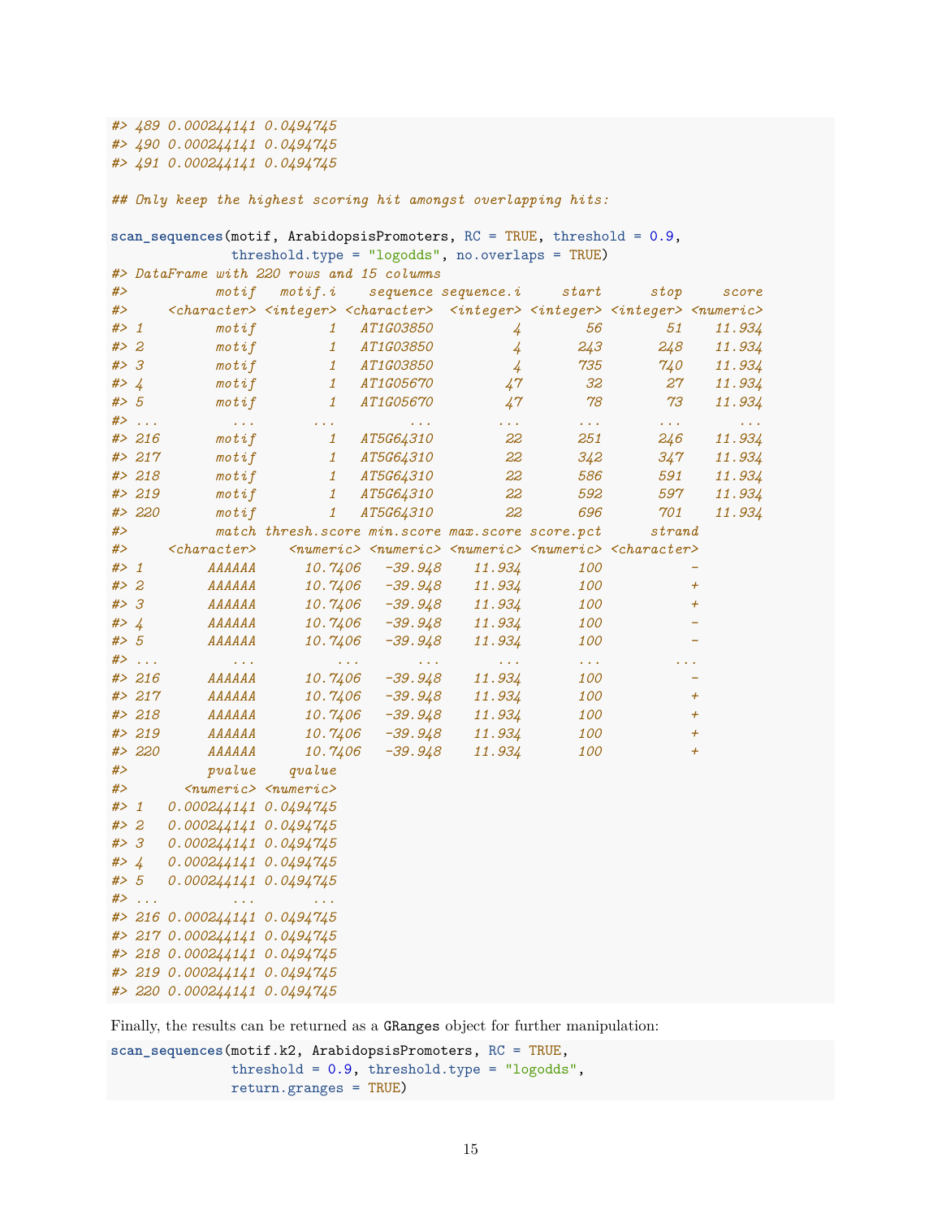```
#> 489 0.000244141 0.0494745
#> 490 0.000244141 0.0494745
#> 491 0.000244141 0.0494745

## Only keep the highest scoring hit amongst overlapping hits:

scan_sequences(motif, ArabidopsisPromoters, RC = TRUE, threshold = 0.9,
               threshold.type = "logodds", no.overlaps = TRUE)
#> DataFrame with 220 rows and 15 columns
#>           motif   motif.i    sequence sequence.i     start      stop     score
#>     <character> <integer> <character>  <integer> <integer> <integer> <numeric>
#> 1         motif         1   AT1G03850          4        56        51    11.934
#> 2         motif         1   AT1G03850          4       243       248    11.934
#> 3         motif         1   AT1G03850          4       735       740    11.934
#> 4         motif         1   AT1G05670         47        32        27    11.934
#> 5         motif         1   AT1G05670         47        78        73    11.934
#> ...         ...       ...         ...        ...       ...       ...       ...
#> 216       motif         1   AT5G64310         22       251       246    11.934
#> 217       motif         1   AT5G64310         22       342       347    11.934
#> 218       motif         1   AT5G64310         22       586       591    11.934
#> 219       motif         1   AT5G64310         22       592       597    11.934
#> 220       motif         1   AT5G64310         22       696       701    11.934
#>           match thresh.score min.score max.score score.pct      strand
#>     <character>    <numeric> <numeric> <numeric> <numeric> <character>
#> 1        AAAAAA      10.7406   -39.948    11.934       100           -
#> 2        AAAAAA      10.7406   -39.948    11.934       100           +
#> 3        AAAAAA      10.7406   -39.948    11.934       100           +
#> 4        AAAAAA      10.7406   -39.948    11.934       100           -
#> 5        AAAAAA      10.7406   -39.948    11.934       100           -
#> ...         ...          ...       ...       ...       ...         ...
#> 216      AAAAAA      10.7406   -39.948    11.934       100           -
#> 217      AAAAAA      10.7406   -39.948    11.934       100           +
#> 218      AAAAAA      10.7406   -39.948    11.934       100           +
#> 219      AAAAAA      10.7406   -39.948    11.934       100           +
#> 220      AAAAAA      10.7406   -39.948    11.934       100           +
#>          pvalue    qvalue
#>       <numeric> <numeric>
#> 1   0.000244141 0.0494745
#> 2   0.000244141 0.0494745
#> 3   0.000244141 0.0494745
#> 4   0.000244141 0.0494745
#> 5   0.000244141 0.0494745
#> ...         ...       ...
#> 216 0.000244141 0.0494745
#> 217 0.000244141 0.0494745
#> 218 0.000244141 0.0494745
#> 219 0.000244141 0.0494745
#> 220 0.000244141 0.0494745
```

Finally, the results can be returned as a `GRanges` object for further manipulation:

```
scan_sequences(motif.k2, ArabidopsisPromoters, RC = TRUE,
               threshold = 0.9, threshold.type = "logodds",
               return.granges = TRUE)
```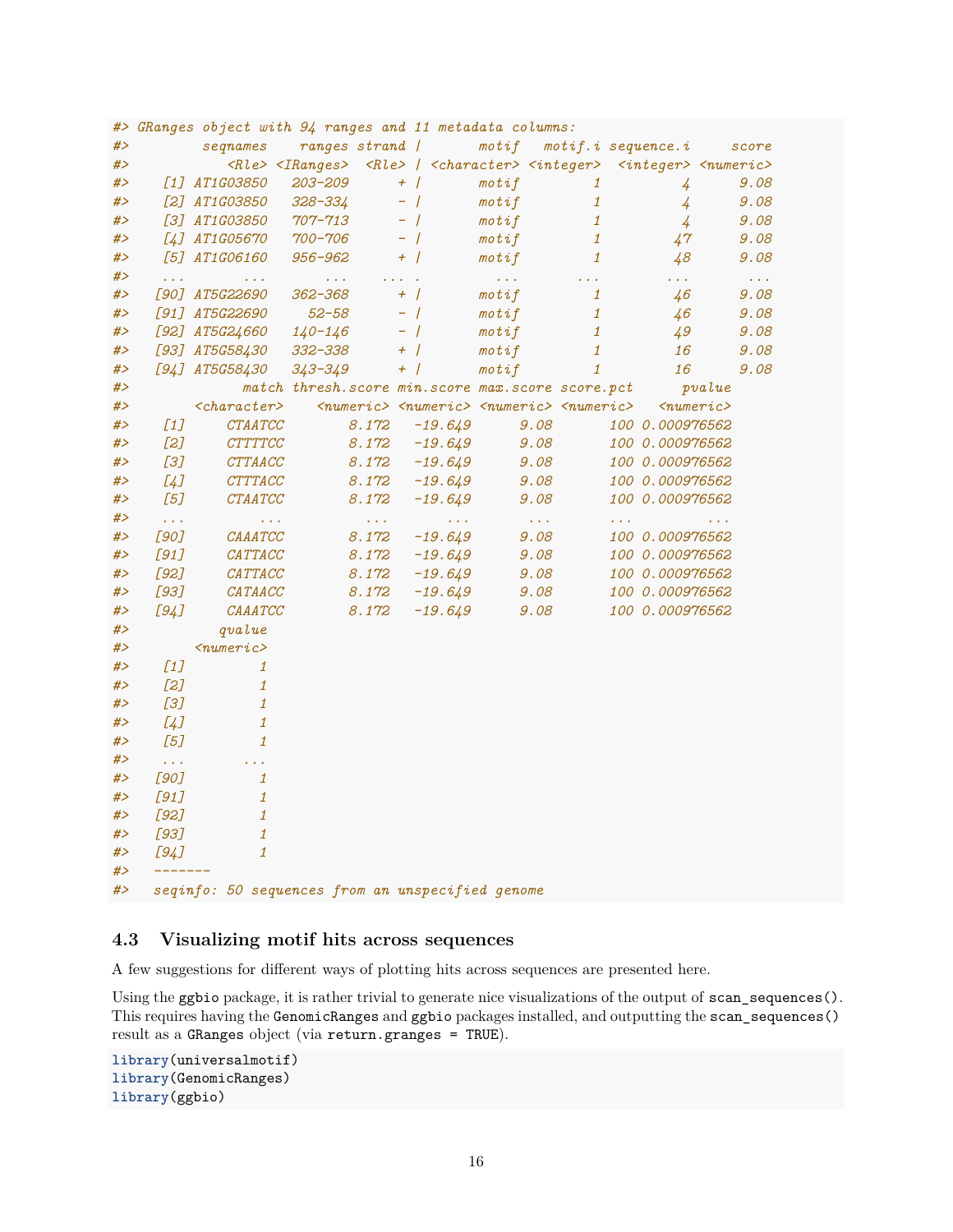```
#> GRanges object with 94 ranges and 11 metadata columns:
#>          seqnames    ranges strand |       motif   motif.i sequence.i     score
#>             <Rle> <IRanges>  <Rle> | <character> <integer>  <integer> <numeric>
#>     [1] AT1G03850   203-209      + |       motif         1          4      9.08
#>     [2] AT1G03850   328-334      - |       motif         1          4      9.08
#>     [3] AT1G03850   707-713      - |       motif         1          4      9.08
#>     [4] AT1G05670   700-706      - |       motif         1         47      9.08
#>     [5] AT1G06160   956-962      + |       motif         1         48      9.08
#>     ...       ...       ...    ... .         ...       ...        ...       ...
#>    [90] AT5G22690   362-368      + |       motif         1         46      9.08
#>    [91] AT5G22690     52-58      - |       motif         1         46      9.08
#>    [92] AT5G24660   140-146      - |       motif         1         49      9.08
#>    [93] AT5G58430   332-338      + |       motif         1         16      9.08
#>    [94] AT5G58430   343-349      + |       motif         1         16      9.08
#>               match thresh.score min.score max.score score.pct      pvalue
#>         <character>    <numeric> <numeric> <numeric> <numeric>   <numeric>
#>     [1]     CTAATCC        8.172   -19.649      9.08       100 0.000976562
#>     [2]     CTTTTCC        8.172   -19.649      9.08       100 0.000976562
#>     [3]     CTTAACC        8.172   -19.649      9.08       100 0.000976562
#>     [4]     CTTTACC        8.172   -19.649      9.08       100 0.000976562
#>     [5]     CTAATCC        8.172   -19.649      9.08       100 0.000976562
#>     ...         ...          ...       ...       ...       ...         ...
#>    [90]     CAAATCC        8.172   -19.649      9.08       100 0.000976562
#>    [91]     CATTACC        8.172   -19.649      9.08       100 0.000976562
#>    [92]     CATTACC        8.172   -19.649      9.08       100 0.000976562
#>    [93]     CATAACC        8.172   -19.649      9.08       100 0.000976562
#>    [94]     CAAATCC        8.172   -19.649      9.08       100 0.000976562
#>            qvalue
#>         <numeric>
#>     [1]         1
#>     [2]         1
#>     [3]         1
#>     [4]         1
#>     [5]         1
#>     ...       ...
#>    [90]         1
#>    [91]         1
#>    [92]         1
#>    [93]         1
#>    [94]         1
#>    -------
#>    seqinfo: 50 sequences from an unspecified genome
```

### 4.3 Visualizing motif hits across sequences

A few suggestions for different ways of plotting hits across sequences are presented here.

Using the `ggbio` package, it is rather trivial to generate nice visualizations of the output of `scan_sequences()`. This requires having the `GenomicRanges` and `ggbio` packages installed, and outputting the `scan_sequences()` result as a `GRanges` object (via `return.granges = TRUE`).

```
library(universalmotif)
library(GenomicRanges)
library(ggbio)
```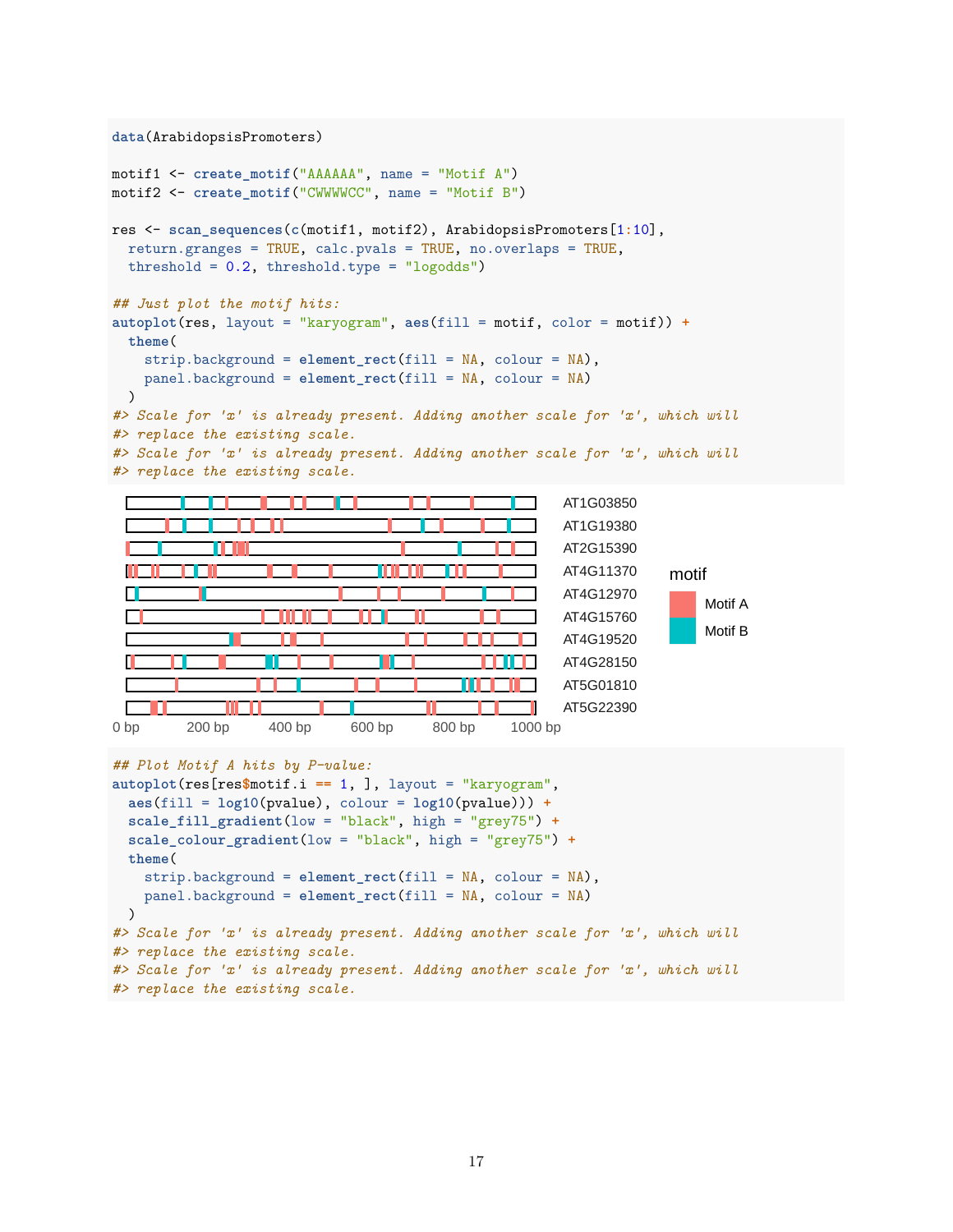```r
data(ArabidopsisPromoters)

motif1 <- create_motif("AAAAAA", name = "Motif A")
motif2 <- create_motif("CWWWWCC", name = "Motif B")

res <- scan_sequences(c(motif1, motif2), ArabidopsisPromoters[1:10],
  return.granges = TRUE, calc.pvals = TRUE, no.overlaps = TRUE,
  threshold = 0.2, threshold.type = "logodds")

## Just plot the motif hits:
autoplot(res, layout = "karyogram", aes(fill = motif, color = motif)) +
  theme(
    strip.background = element_rect(fill = NA, colour = NA),
    panel.background = element_rect(fill = NA, colour = NA)
  )
#> Scale for 'x' is already present. Adding another scale for 'x', which will
#> replace the existing scale.
#> Scale for 'x' is already present. Adding another scale for 'x', which will
#> replace the existing scale.
```

```r
## Plot Motif A hits by P-value:
autoplot(res[res$motif.i == 1, ], layout = "karyogram",
  aes(fill = log10(pvalue), colour = log10(pvalue))) +
  scale_fill_gradient(low = "black", high = "grey75") +
  scale_colour_gradient(low = "black", high = "grey75") +
  theme(
    strip.background = element_rect(fill = NA, colour = NA),
    panel.background = element_rect(fill = NA, colour = NA)
  )
#> Scale for 'x' is already present. Adding another scale for 'x', which will
#> replace the existing scale.
#> Scale for 'x' is already present. Adding another scale for 'x', which will
#> replace the existing scale.
```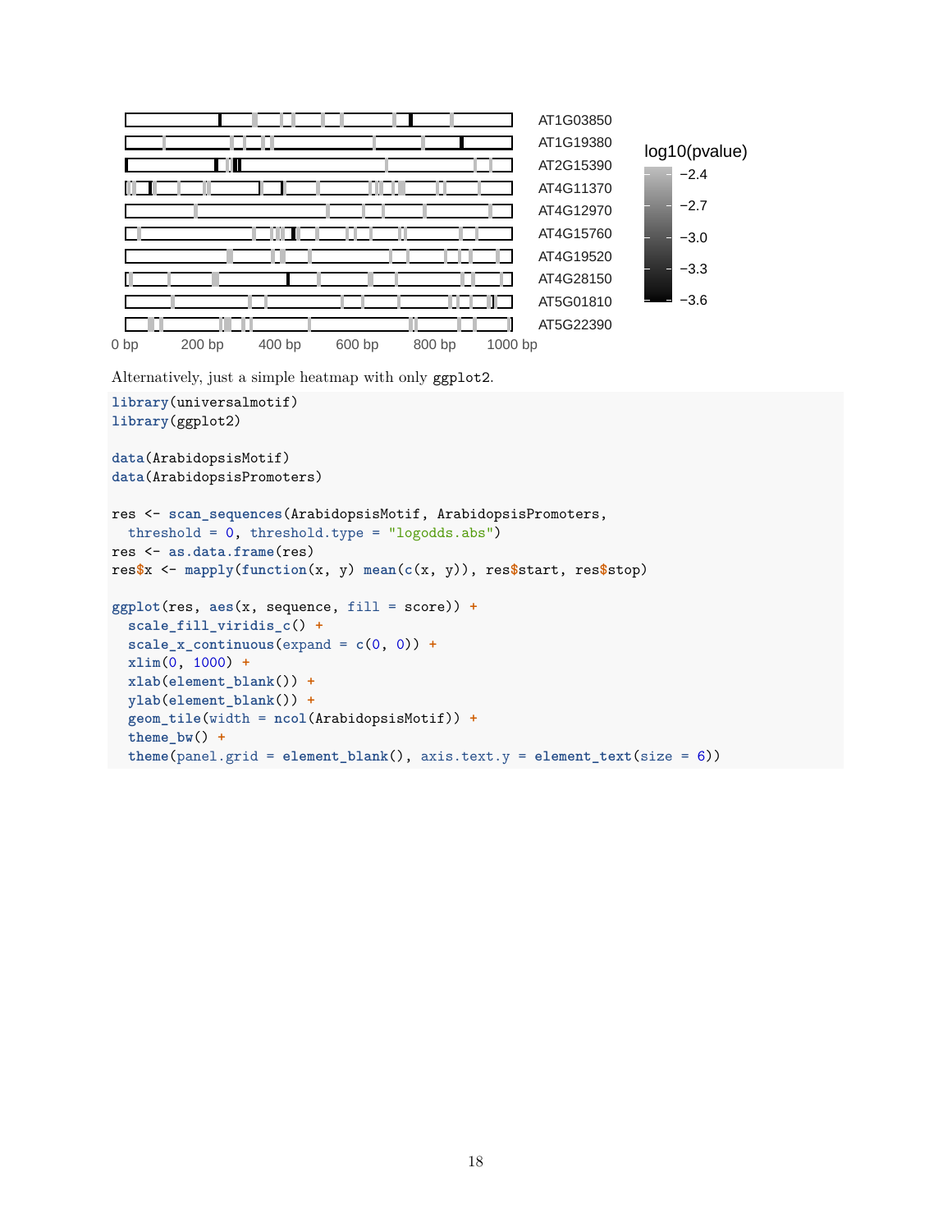Alternatively, just a simple heatmap with only ggplot2.

```
library(universalmotif)
library(ggplot2)

data(ArabidopsisMotif)
data(ArabidopsisPromoters)

res <- scan_sequences(ArabidopsisMotif, ArabidopsisPromoters,
  threshold = 0, threshold.type = "logodds.abs")
res <- as.data.frame(res)
res$x <- mapply(function(x, y) mean(c(x, y)), res$start, res$stop)

ggplot(res, aes(x, sequence, fill = score)) +
  scale_fill_viridis_c() +
  scale_x_continuous(expand = c(0, 0)) +
  xlim(0, 1000) +
  xlab(element_blank()) +
  ylab(element_blank()) +
  geom_tile(width = ncol(ArabidopsisMotif)) +
  theme_bw() +
  theme(panel.grid = element_blank(), axis.text.y = element_text(size = 6))
```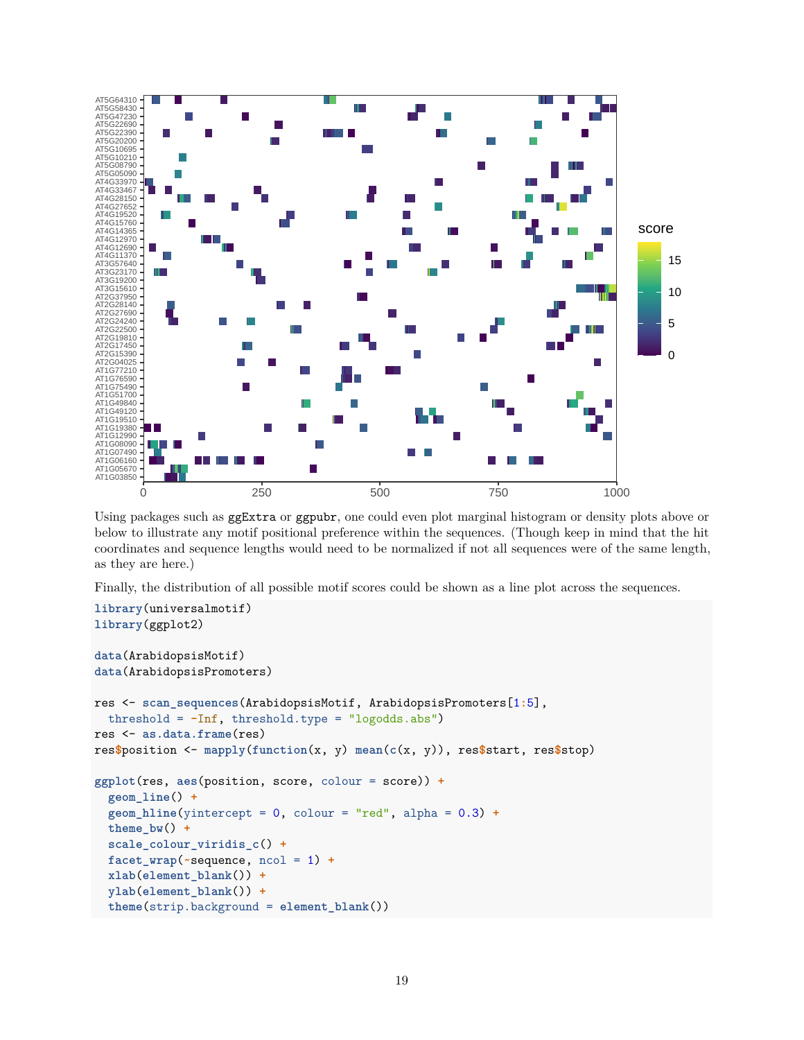Using packages such as `ggExtra` or `ggpubr`, one could even plot marginal histogram or density plots above or below to illustrate any motif positional preference within the sequences. (Though keep in mind that the hit coordinates and sequence lengths would need to be normalized if not all sequences were of the same length, as they are here.)

Finally, the distribution of all possible motif scores could be shown as a line plot across the sequences.

```
library(universalmotif)
library(ggplot2)

data(ArabidopsisMotif)
data(ArabidopsisPromoters)

res <- scan_sequences(ArabidopsisMotif, ArabidopsisPromoters[1:5],
  threshold = -Inf, threshold.type = "logodds.abs")
res <- as.data.frame(res)
res$position <- mapply(function(x, y) mean(c(x, y)), res$start, res$stop)

ggplot(res, aes(position, score, colour = score)) +
  geom_line() +
  geom_hline(yintercept = 0, colour = "red", alpha = 0.3) +
  theme_bw() +
  scale_colour_viridis_c() +
  facet_wrap(~sequence, ncol = 1) +
  xlab(element_blank()) +
  ylab(element_blank()) +
  theme(strip.background = element_blank())
```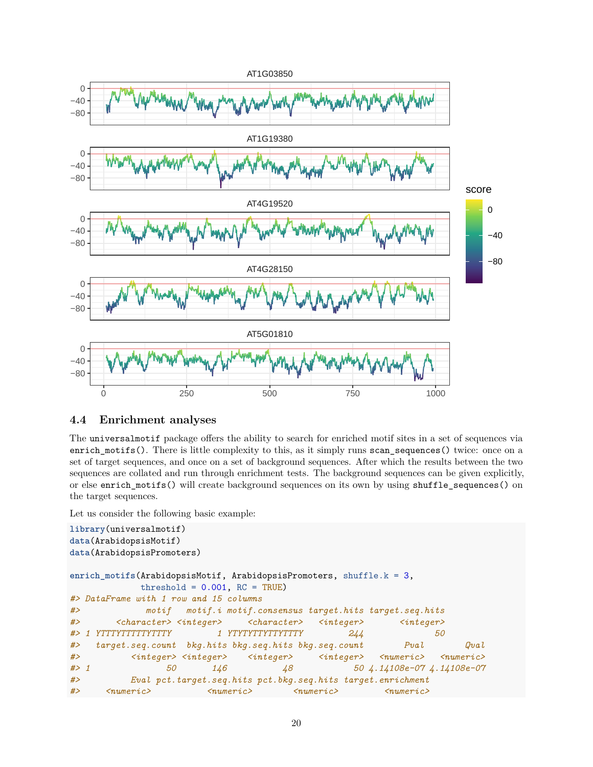## 4.4 Enrichment analyses

The `universalmotif` package offers the ability to search for enriched motif sites in a set of sequences via `enrich_motifs()`. There is little complexity to this, as it simply runs `scan_sequences()` twice: once on a set of target sequences, and once on a set of background sequences. After which the results between the two sequences are collated and run through enrichment tests. The background sequences can be given explicitly, or else `enrich_motifs()` will create background sequences on its own by using `shuffle_sequences()` on the target sequences.

Let us consider the following basic example:

```
library(universalmotif)
data(ArabidopsisMotif)
data(ArabidopsisPromoters)

enrich_motifs(ArabidopsisMotif, ArabidopsisPromoters, shuffle.k = 3,
              threshold = 0.001, RC = TRUE)
#> DataFrame with 1 row and 15 columns
#>              motif   motif.i motif.consensus target.hits target.seq.hits
#>        <character> <integer>     <character>   <integer>       <integer>
#> 1 YTTTYTTTTTYTTTY         1 YTYTYTTTYTTTTTY         244              50
#>   target.seq.count  bkg.hits bkg.seq.hits bkg.seq.count        Pval        Qval
#>          <integer> <integer>    <integer>     <integer>   <numeric>   <numeric>
#> 1               50       146           48            50 4.14108e-07 4.14108e-07
#>           Eval pct.target.seq.hits pct.bkg.seq.hits target.enrichment
#>      <numeric>           <numeric>        <numeric>         <numeric>
```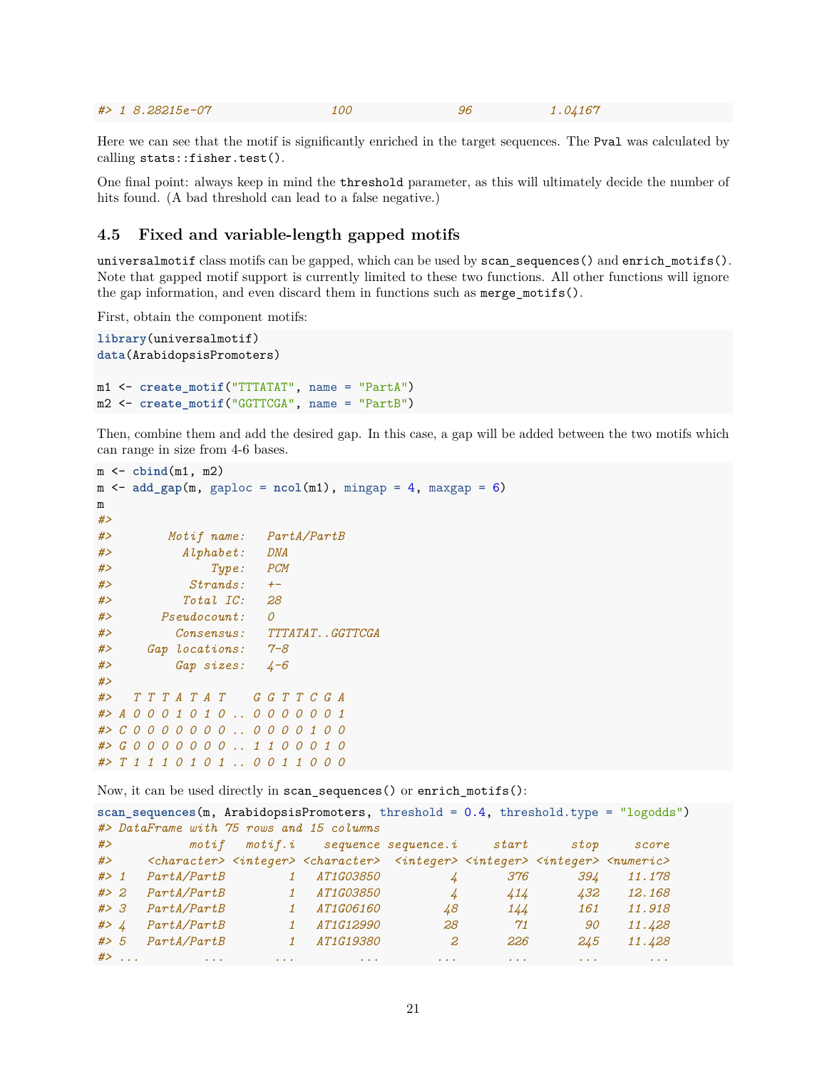```
#> 1 8.28215e-07                  100                96             1.04167
```

Here we can see that the motif is significantly enriched in the target sequences. The Pval was calculated by calling `stats::fisher.test()`.

One final point: always keep in mind the `threshold` parameter, as this will ultimately decide the number of hits found. (A bad threshold can lead to a false negative.)

### 4.5 Fixed and variable-length gapped motifs

`universalmotif` class motifs can be gapped, which can be used by `scan_sequences()` and `enrich_motifs()`. Note that gapped motif support is currently limited to these two functions. All other functions will ignore the gap information, and even discard them in functions such as `merge_motifs()`.

First, obtain the component motifs:

```
library(universalmotif)
data(ArabidopsisPromoters)

m1 <- create_motif("TTTATAT", name = "PartA")
m2 <- create_motif("GGTTCGA", name = "PartB")
```

Then, combine them and add the desired gap. In this case, a gap will be added between the two motifs which can range in size from 4-6 bases.

```
m <- cbind(m1, m2)
m <- add_gap(m, gaploc = ncol(m1), mingap = 4, maxgap = 6)
m
#> 
#>        Motif name:   PartA/PartB
#>          Alphabet:   DNA
#>              Type:   PCM
#>           Strands:   +-
#>          Total IC:   28
#>       Pseudocount:   0
#>         Consensus:   TTTATAT..GGTTCGA
#>     Gap locations:   7-8
#>         Gap sizes:   4-6
#> 
#>   T T T A T A T    G G T T C G A
#> A 0 0 0 1 0 1 0 .. 0 0 0 0 0 0 1
#> C 0 0 0 0 0 0 0 .. 0 0 0 0 1 0 0
#> G 0 0 0 0 0 0 0 .. 1 1 0 0 0 1 0
#> T 1 1 1 0 1 0 1 .. 0 0 1 1 0 0 0
```

Now, it can be used directly in `scan_sequences()` or `enrich_motifs()`:

```
scan_sequences(m, ArabidopsisPromoters, threshold = 0.4, threshold.type = "logodds")
#> DataFrame with 75 rows and 15 columns
#>            motif   motif.i    sequence sequence.i     start      stop     score
#>      <character> <integer> <character>  <integer> <integer> <integer> <numeric>
#> 1    PartA/PartB         1   AT1G03850          4       376       394    11.178
#> 2    PartA/PartB         1   AT1G03850          4       414       432    12.168
#> 3    PartA/PartB         1   AT1G06160         48       144       161    11.918
#> 4    PartA/PartB         1   AT1G12990         28        71        90    11.428
#> 5    PartA/PartB         1   AT1G19380          2       226       245    11.428
#> ...          ...       ...         ...        ...       ...       ...       ...
```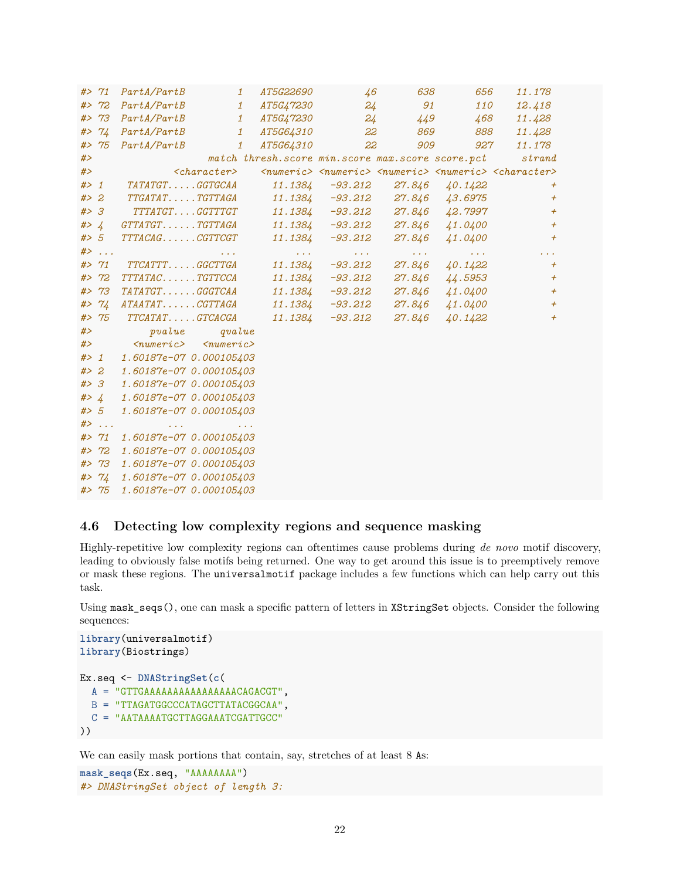```
#> 71  PartA/PartB        1   AT5G22690        46       638       656     11.178
#> 72  PartA/PartB        1   AT5G47230        24        91       110     12.418
#> 73  PartA/PartB        1   AT5G47230        24       449       468     11.428
#> 74  PartA/PartB        1   AT5G64310        22       869       888     11.428
#> 75  PartA/PartB        1   AT5G64310        22       909       927     11.178
#>                   match thresh.score min.score max.score score.pct      strand
#>             <character>    <numeric> <numeric> <numeric> <numeric> <character>
#> 1    TATATGT.....GGTGCAA      11.1384   -93.212    27.846   40.1422           +
#> 2    TTGATAT.....TGTTAGA      11.1384   -93.212    27.846   43.6975           +
#> 3     TTTATGT....GGTTTGT      11.1384   -93.212    27.846   42.7997           +
#> 4   GTTATGT......TGTTAGA      11.1384   -93.212    27.846   41.0400           +
#> 5   TTTACAG......CGTTCGT      11.1384   -93.212    27.846   41.0400           +
#> ...                  ...          ...       ...       ...       ...         ...
#> 71   TTCATTT.....GGCTTGA      11.1384   -93.212    27.846   40.1422           +
#> 72  TTTATAC......TGTTCCA      11.1384   -93.212    27.846   44.5953           +
#> 73  TATATGT......GGGTCAA      11.1384   -93.212    27.846   41.0400           +
#> 74  ATAATAT......CGTTAGA      11.1384   -93.212    27.846   41.0400           +
#> 75   TTCATAT.....GTCACGA      11.1384   -93.212    27.846   40.1422           +
#>          pvalue      qvalue
#>       <numeric>   <numeric>
#> 1   1.60187e-07 0.000105403
#> 2   1.60187e-07 0.000105403
#> 3   1.60187e-07 0.000105403
#> 4   1.60187e-07 0.000105403
#> 5   1.60187e-07 0.000105403
#> ...         ...         ...
#> 71  1.60187e-07 0.000105403
#> 72  1.60187e-07 0.000105403
#> 73  1.60187e-07 0.000105403
#> 74  1.60187e-07 0.000105403
#> 75  1.60187e-07 0.000105403
```

### 4.6 Detecting low complexity regions and sequence masking

Highly-repetitive low complexity regions can oftentimes cause problems during *de novo* motif discovery, leading to obviously false motifs being returned. One way to get around this issue is to preemptively remove or mask these regions. The `universalmotif` package includes a few functions which can help carry out this task.

Using `mask_seqs()`, one can mask a specific pattern of letters in `XStringSet` objects. Consider the following sequences:

```
library(universalmotif)
library(Biostrings)

Ex.seq <- DNAStringSet(c(
  A = "GTTGAAAAAAAAAAAAAAAACAGACGT",
  B = "TTAGATGGCCCATAGCTTATACGGCAA",
  C = "AATAAAATGCTTAGGAAATCGATTGCC"
))
```

We can easily mask portions that contain, say, stretches of at least 8 `A`s:

```
mask_seqs(Ex.seq, "AAAAAAAA")
#> DNAStringSet object of length 3:
```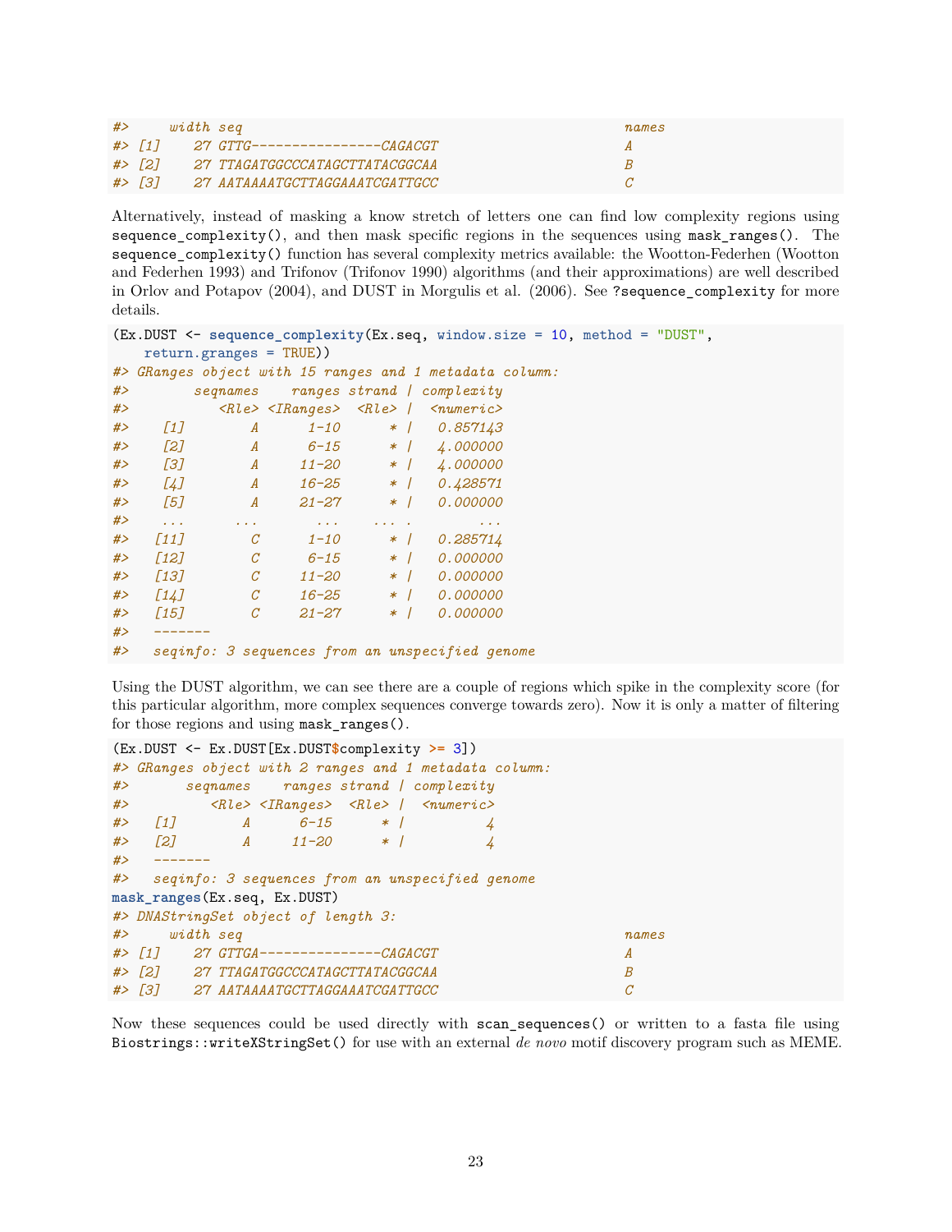```
#>     width seq                                               names
#> [1]    27 GTTG----------------CAGACGT                       A
#> [2]    27 TTAGATGGCCCATAGCTTATACGGCAA                       B
#> [3]    27 AATAAAATGCTTAGGAAATCGATTGCC                       C
```

Alternatively, instead of masking a know stretch of letters one can find low complexity regions using `sequence_complexity()`, and then mask specific regions in the sequences using `mask_ranges()`. The `sequence_complexity()` function has several complexity metrics available: the Wootton-Federhen (Wootton and Federhen 1993) and Trifonov (Trifonov 1990) algorithms (and their approximations) are well described in Orlov and Potapov (2004), and DUST in Morgulis et al. (2006). See `?sequence_complexity` for more details.

```
(Ex.DUST <- sequence_complexity(Ex.seq, window.size = 10, method = "DUST",
    return.granges = TRUE))
#> GRanges object with 15 ranges and 1 metadata column:
#>        seqnames    ranges strand | complexity
#>           <Rle> <IRanges>  <Rle> |  <numeric>
#>    [1]        A      1-10      * |   0.857143
#>    [2]        A      6-15      * |   4.000000
#>    [3]        A     11-20      * |   4.000000
#>    [4]        A     16-25      * |   0.428571
#>    [5]        A     21-27      * |   0.000000
#>    ...      ...       ...    ... .        ...
#>   [11]        C      1-10      * |   0.285714
#>   [12]        C      6-15      * |   0.000000
#>   [13]        C     11-20      * |   0.000000
#>   [14]        C     16-25      * |   0.000000
#>   [15]        C     21-27      * |   0.000000
#>   -------
#>   seqinfo: 3 sequences from an unspecified genome
```

Using the DUST algorithm, we can see there are a couple of regions which spike in the complexity score (for this particular algorithm, more complex sequences converge towards zero). Now it is only a matter of filtering for those regions and using `mask_ranges()`.

```
(Ex.DUST <- Ex.DUST[Ex.DUST$complexity >= 3])
#> GRanges object with 2 ranges and 1 metadata column:
#>       seqnames    ranges strand | complexity
#>          <Rle> <IRanges>  <Rle> |  <numeric>
#>   [1]        A      6-15      * |          4
#>   [2]        A     11-20      * |          4
#>   -------
#>   seqinfo: 3 sequences from an unspecified genome
mask_ranges(Ex.seq, Ex.DUST)
#> DNAStringSet object of length 3:
#>     width seq                                               names
#> [1]    27 GTTGA---------------CAGACGT                       A
#> [2]    27 TTAGATGGCCCATAGCTTATACGGCAA                       B
#> [3]    27 AATAAAATGCTTAGGAAATCGATTGCC                       C
```

Now these sequences could be used directly with `scan_sequences()` or written to a fasta file using `Biostrings::writeXStringSet()` for use with an external *de novo* motif discovery program such as MEME.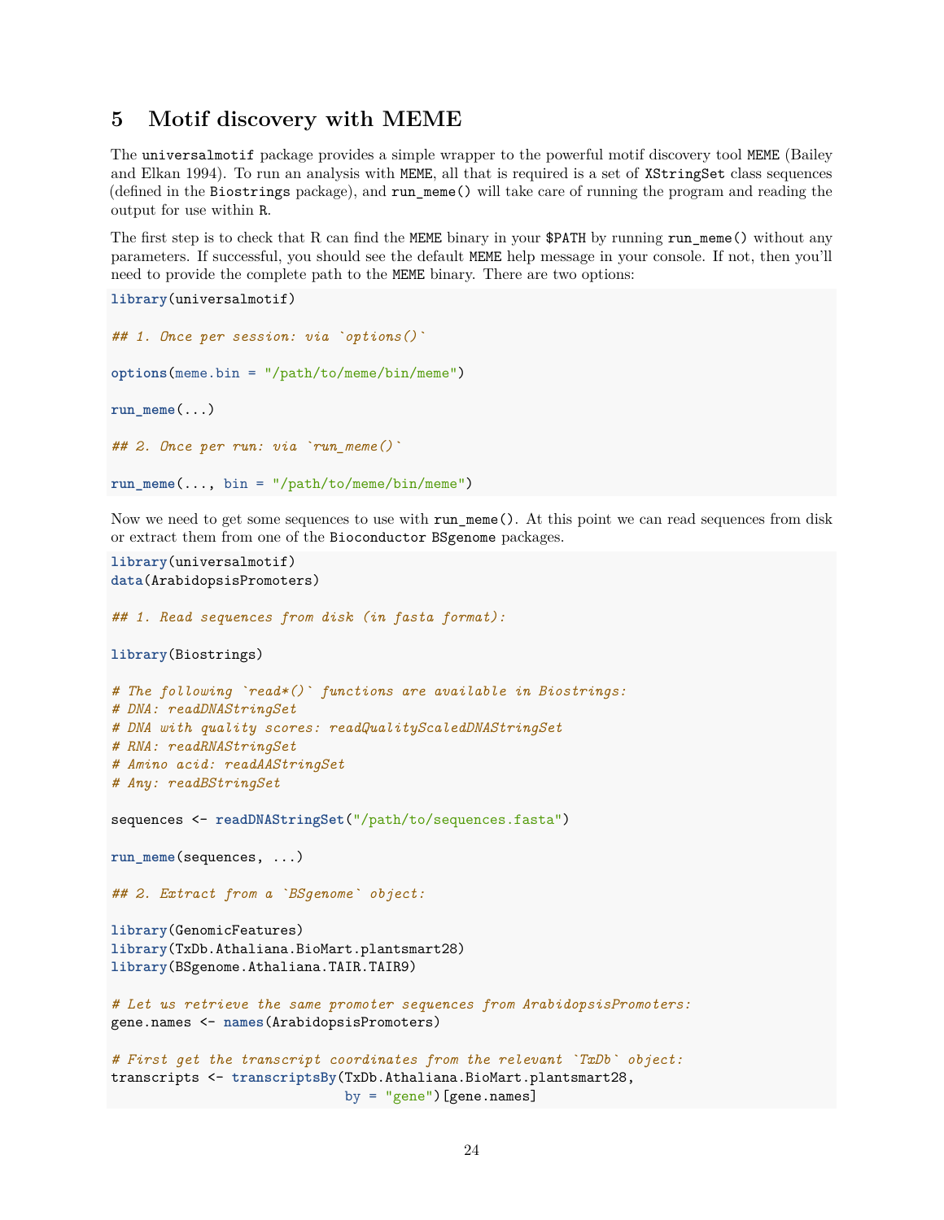# 5 Motif discovery with MEME

The `universalmotif` package provides a simple wrapper to the powerful motif discovery tool `MEME` (Bailey and Elkan 1994). To run an analysis with `MEME`, all that is required is a set of `XStringSet` class sequences (defined in the `Biostrings` package), and `run_meme()` will take care of running the program and reading the output for use within `R`.

The first step is to check that R can find the `MEME` binary in your `$PATH` by running `run_meme()` without any parameters. If successful, you should see the default `MEME` help message in your console. If not, then you'll need to provide the complete path to the `MEME` binary. There are two options:

```
library(universalmotif)

## 1. Once per session: via `options()`

options(meme.bin = "/path/to/meme/bin/meme")

run_meme(...)

## 2. Once per run: via `run_meme()`

run_meme(..., bin = "/path/to/meme/bin/meme")
```

Now we need to get some sequences to use with `run_meme()`. At this point we can read sequences from disk or extract them from one of the `Bioconductor` `BSgenome` packages.

```
library(universalmotif)
data(ArabidopsisPromoters)

## 1. Read sequences from disk (in fasta format):

library(Biostrings)

# The following `read*()` functions are available in Biostrings:
# DNA: readDNAStringSet
# DNA with quality scores: readQualityScaledDNAStringSet
# RNA: readRNAStringSet
# Amino acid: readAAStringSet
# Any: readBStringSet

sequences <- readDNAStringSet("/path/to/sequences.fasta")

run_meme(sequences, ...)

## 2. Extract from a `BSgenome` object:

library(GenomicFeatures)
library(TxDb.Athaliana.BioMart.plantsmart28)
library(BSgenome.Athaliana.TAIR.TAIR9)

# Let us retrieve the same promoter sequences from ArabidopsisPromoters:
gene.names <- names(ArabidopsisPromoters)

# First get the transcript coordinates from the relevant `TxDb` object:
transcripts <- transcriptsBy(TxDb.Athaliana.BioMart.plantsmart28,
                             by = "gene")[gene.names]
```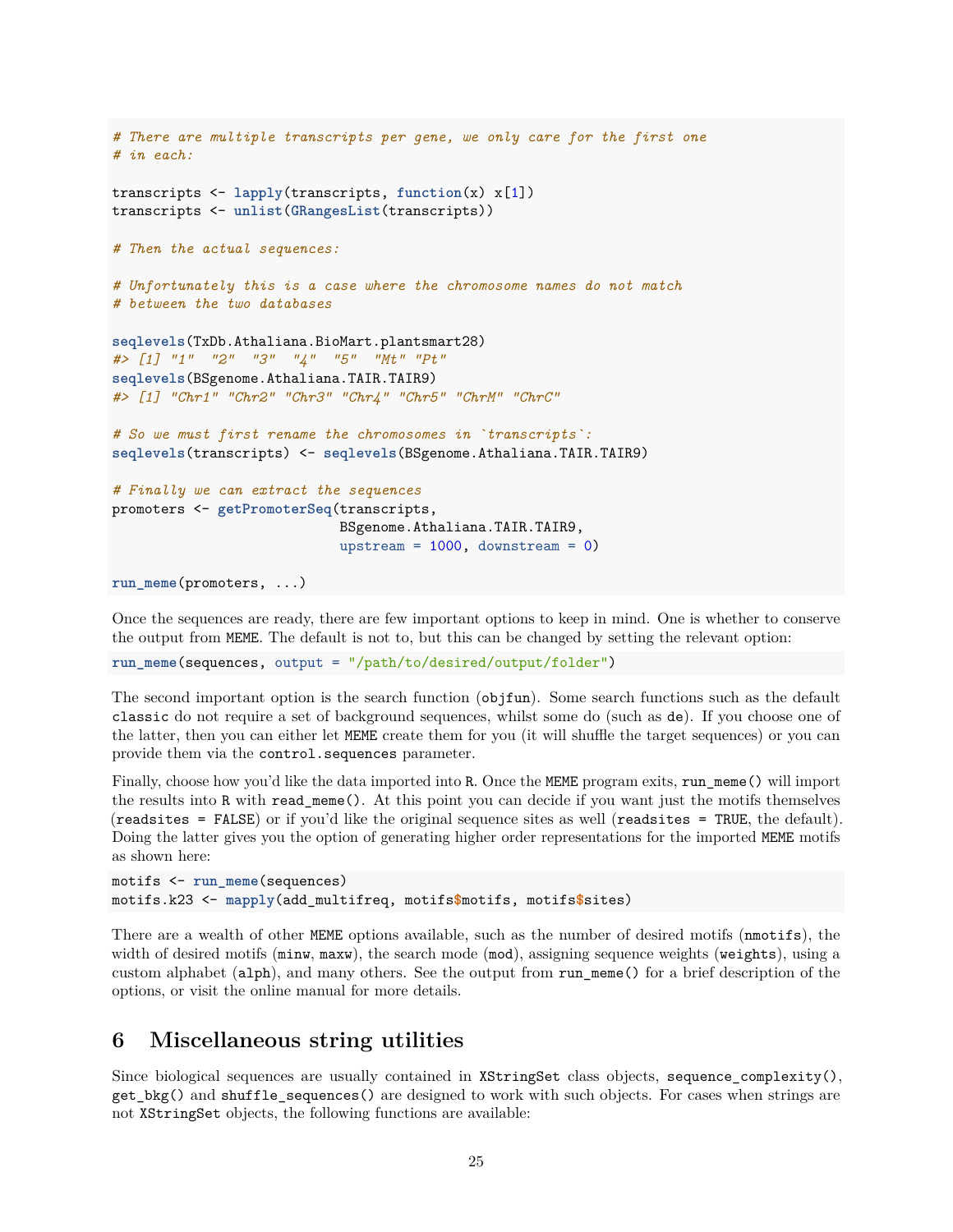```r
# There are multiple transcripts per gene, we only care for the first one
# in each:

transcripts <- lapply(transcripts, function(x) x[1])
transcripts <- unlist(GRangesList(transcripts))

# Then the actual sequences:

# Unfortunately this is a case where the chromosome names do not match
# between the two databases

seqlevels(TxDb.Athaliana.BioMart.plantsmart28)
#> [1] "1"  "2"  "3"  "4"  "5"  "Mt" "Pt"
seqlevels(BSgenome.Athaliana.TAIR.TAIR9)
#> [1] "Chr1" "Chr2" "Chr3" "Chr4" "Chr5" "ChrM" "ChrC"

# So we must first rename the chromosomes in `transcripts`:
seqlevels(transcripts) <- seqlevels(BSgenome.Athaliana.TAIR.TAIR9)

# Finally we can extract the sequences
promoters <- getPromoterSeq(transcripts,
                            BSgenome.Athaliana.TAIR.TAIR9,
                            upstream = 1000, downstream = 0)

run_meme(promoters, ...)
```

Once the sequences are ready, there are few important options to keep in mind. One is whether to conserve the output from `MEME`. The default is not to, but this can be changed by setting the relevant option:

```r
run_meme(sequences, output = "/path/to/desired/output/folder")
```

The second important option is the search function (`objfun`). Some search functions such as the default `classic` do not require a set of background sequences, whilst some do (such as `de`). If you choose one of the latter, then you can either let `MEME` create them for you (it will shuffle the target sequences) or you can provide them via the `control.sequences` parameter.

Finally, choose how you'd like the data imported into `R`. Once the `MEME` program exits, `run_meme()` will import the results into `R` with `read_meme()`. At this point you can decide if you want just the motifs themselves (`readsites = FALSE`) or if you'd like the original sequence sites as well (`readsites = TRUE`, the default). Doing the latter gives you the option of generating higher order representations for the imported `MEME` motifs as shown here:

```r
motifs <- run_meme(sequences)
motifs.k23 <- mapply(add_multifreq, motifs$motifs, motifs$sites)
```

There are a wealth of other `MEME` options available, such as the number of desired motifs (`nmotifs`), the width of desired motifs (`minw`, `maxw`), the search mode (`mod`), assigning sequence weights (`weights`), using a custom alphabet (`alph`), and many others. See the output from `run_meme()` for a brief description of the options, or visit the online manual for more details.

# 6 Miscellaneous string utilities

Since biological sequences are usually contained in `XStringSet` class objects, `sequence_complexity()`, `get_bkg()` and `shuffle_sequences()` are designed to work with such objects. For cases when strings are not `XStringSet` objects, the following functions are available: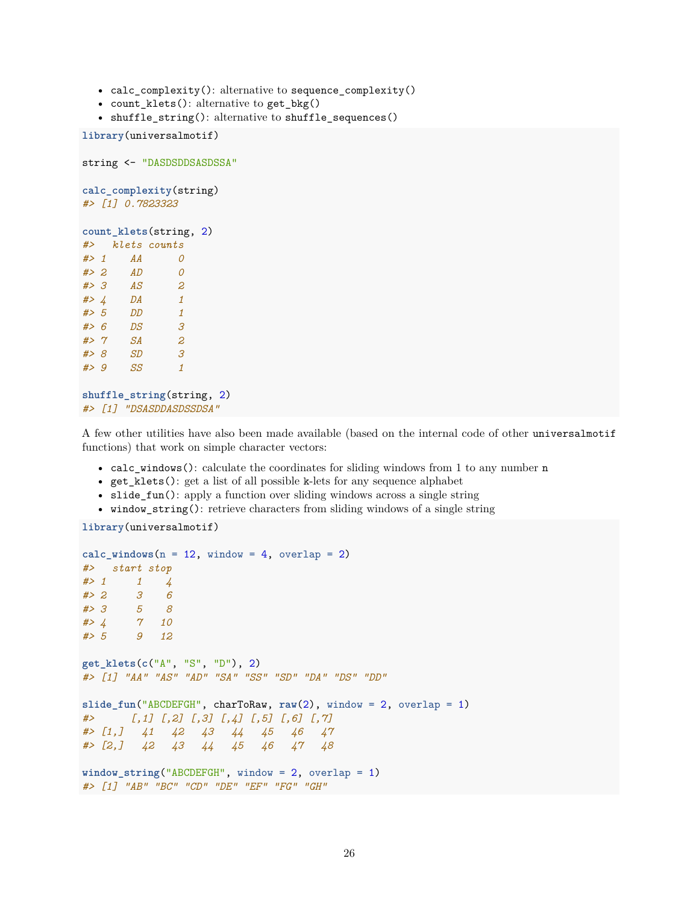- `calc_complexity()`: alternative to `sequence_complexity()`
- `count_klets()`: alternative to `get_bkg()`
- `shuffle_string()`: alternative to `shuffle_sequences()`

```
library(universalmotif)

string <- "DASDSDDSASDSSA"

calc_complexity(string)
#> [1] 0.7823323

count_klets(string, 2)
#>   klets counts
#> 1    AA      0
#> 2    AD      0
#> 3    AS      2
#> 4    DA      1
#> 5    DD      1
#> 6    DS      3
#> 7    SA      2
#> 8    SD      3
#> 9    SS      1

shuffle_string(string, 2)
#> [1] "DSASDDASDSSDSA"
```

A few other utilities have also been made available (based on the internal code of other `universalmotif` functions) that work on simple character vectors:

- `calc_windows()`: calculate the coordinates for sliding windows from 1 to any number `n`
- `get_klets()`: get a list of all possible `k`-lets for any sequence alphabet
- `slide_fun()`: apply a function over sliding windows across a single string
- `window_string()`: retrieve characters from sliding windows of a single string

```
library(universalmotif)

calc_windows(n = 12, window = 4, overlap = 2)
#>   start stop
#> 1     1    4
#> 2     3    6
#> 3     5    8
#> 4     7   10
#> 5     9   12

get_klets(c("A", "S", "D"), 2)
#> [1] "AA" "AS" "AD" "SA" "SS" "SD" "DA" "DS" "DD"

slide_fun("ABCDEFGH", charToRaw, raw(2), window = 2, overlap = 1)
#>      [,1] [,2] [,3] [,4] [,5] [,6] [,7]
#> [1,]   41   42   43   44   45   46   47
#> [2,]   42   43   44   45   46   47   48

window_string("ABCDEFGH", window = 2, overlap = 1)
#> [1] "AB" "BC" "CD" "DE" "EF" "FG" "GH"
```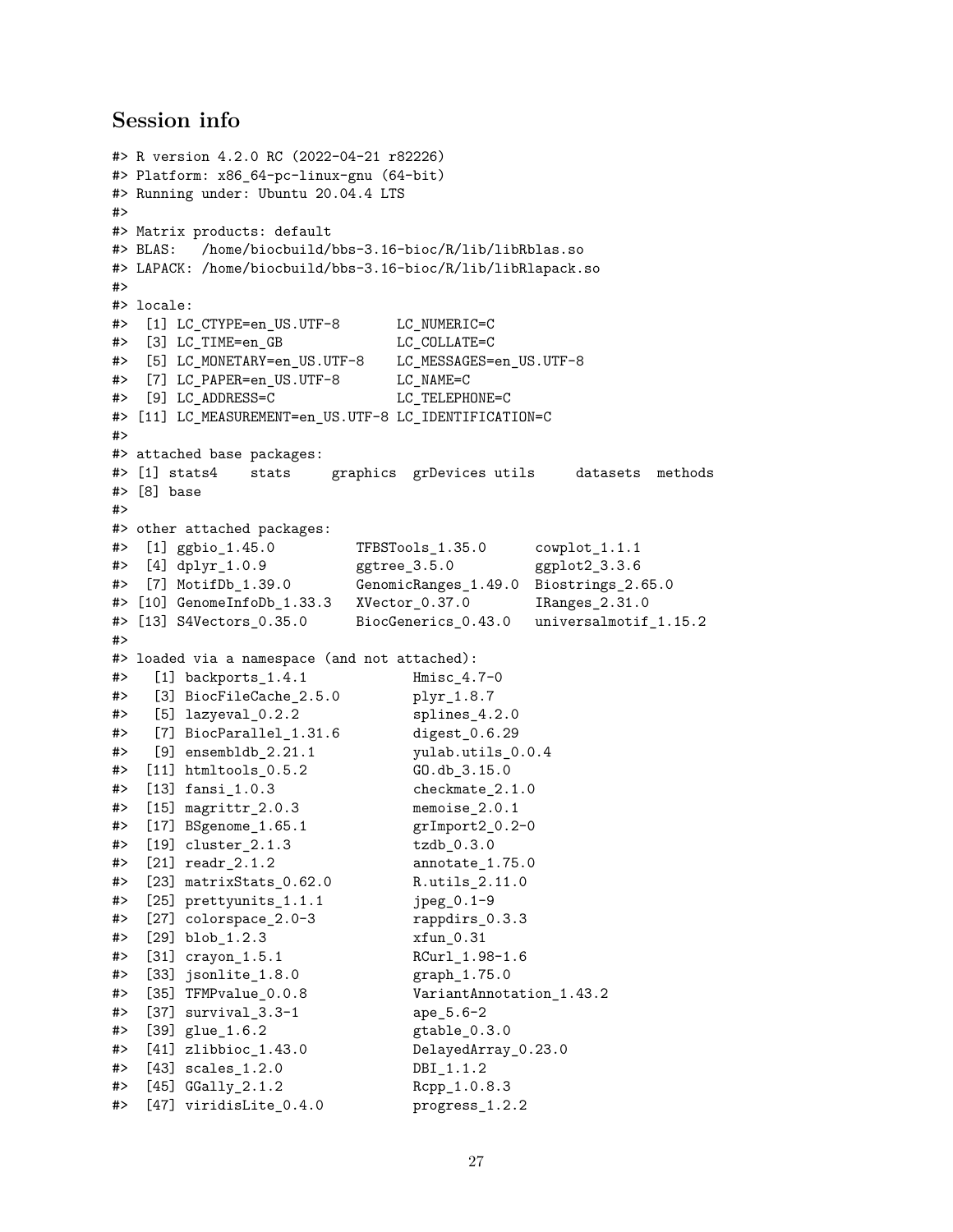## Session info

```
#> R version 4.2.0 RC (2022-04-21 r82226)
#> Platform: x86_64-pc-linux-gnu (64-bit)
#> Running under: Ubuntu 20.04.4 LTS
#>
#> Matrix products: default
#> BLAS:   /home/biocbuild/bbs-3.16-bioc/R/lib/libRblas.so
#> LAPACK: /home/biocbuild/bbs-3.16-bioc/R/lib/libRlapack.so
#>
#> locale:
#>  [1] LC_CTYPE=en_US.UTF-8       LC_NUMERIC=C
#>  [3] LC_TIME=en_GB              LC_COLLATE=C
#>  [5] LC_MONETARY=en_US.UTF-8    LC_MESSAGES=en_US.UTF-8
#>  [7] LC_PAPER=en_US.UTF-8       LC_NAME=C
#>  [9] LC_ADDRESS=C               LC_TELEPHONE=C
#> [11] LC_MEASUREMENT=en_US.UTF-8 LC_IDENTIFICATION=C
#>
#> attached base packages:
#> [1] stats4    stats     graphics  grDevices utils     datasets  methods
#> [8] base
#>
#> other attached packages:
#>  [1] ggbio_1.45.0          TFBSTools_1.35.0      cowplot_1.1.1
#>  [4] dplyr_1.0.9           ggtree_3.5.0          ggplot2_3.3.6
#>  [7] MotifDb_1.39.0        GenomicRanges_1.49.0  Biostrings_2.65.0
#> [10] GenomeInfoDb_1.33.3   XVector_0.37.0        IRanges_2.31.0
#> [13] S4Vectors_0.35.0      BiocGenerics_0.43.0   universalmotif_1.15.2
#>
#> loaded via a namespace (and not attached):
#>   [1] backports_1.4.1             Hmisc_4.7-0
#>   [3] BiocFileCache_2.5.0         plyr_1.8.7
#>   [5] lazyeval_0.2.2              splines_4.2.0
#>   [7] BiocParallel_1.31.6         digest_0.6.29
#>   [9] ensembldb_2.21.1            yulab.utils_0.0.4
#>  [11] htmltools_0.5.2             GO.db_3.15.0
#>  [13] fansi_1.0.3                 checkmate_2.1.0
#>  [15] magrittr_2.0.3              memoise_2.0.1
#>  [17] BSgenome_1.65.1             grImport2_0.2-0
#>  [19] cluster_2.1.3               tzdb_0.3.0
#>  [21] readr_2.1.2                 annotate_1.75.0
#>  [23] matrixStats_0.62.0          R.utils_2.11.0
#>  [25] prettyunits_1.1.1           jpeg_0.1-9
#>  [27] colorspace_2.0-3            rappdirs_0.3.3
#>  [29] blob_1.2.3                  xfun_0.31
#>  [31] crayon_1.5.1                RCurl_1.98-1.6
#>  [33] jsonlite_1.8.0              graph_1.75.0
#>  [35] TFMPvalue_0.0.8             VariantAnnotation_1.43.2
#>  [37] survival_3.3-1              ape_5.6-2
#>  [39] glue_1.6.2                  gtable_0.3.0
#>  [41] zlibbioc_1.43.0             DelayedArray_0.23.0
#>  [43] scales_1.2.0                DBI_1.1.2
#>  [45] GGally_2.1.2                Rcpp_1.0.8.3
#>  [47] viridisLite_0.4.0           progress_1.2.2
```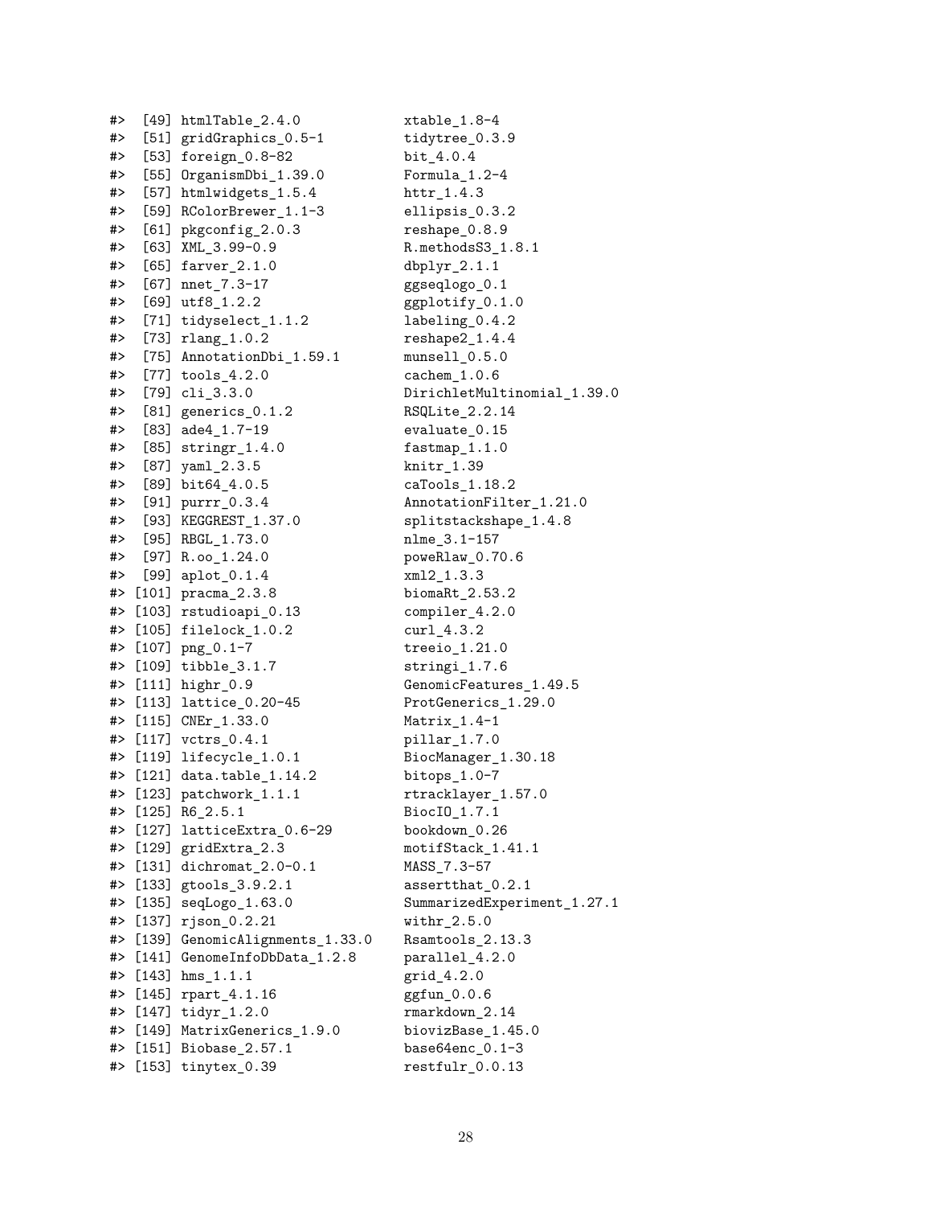```
#>  [49] htmlTable_2.4.0             xtable_1.8-4
#>  [51] gridGraphics_0.5-1          tidytree_0.3.9
#>  [53] foreign_0.8-82              bit_4.0.4
#>  [55] OrganismDbi_1.39.0          Formula_1.2-4
#>  [57] htmlwidgets_1.5.4           httr_1.4.3
#>  [59] RColorBrewer_1.1-3          ellipsis_0.3.2
#>  [61] pkgconfig_2.0.3             reshape_0.8.9
#>  [63] XML_3.99-0.9                R.methodsS3_1.8.1
#>  [65] farver_2.1.0                dbplyr_2.1.1
#>  [67] nnet_7.3-17                 ggseqlogo_0.1
#>  [69] utf8_1.2.2                  ggplotify_0.1.0
#>  [71] tidyselect_1.1.2            labeling_0.4.2
#>  [73] rlang_1.0.2                 reshape2_1.4.4
#>  [75] AnnotationDbi_1.59.1        munsell_0.5.0
#>  [77] tools_4.2.0                 cachem_1.0.6
#>  [79] cli_3.3.0                   DirichletMultinomial_1.39.0
#>  [81] generics_0.1.2              RSQLite_2.2.14
#>  [83] ade4_1.7-19                 evaluate_0.15
#>  [85] stringr_1.4.0               fastmap_1.1.0
#>  [87] yaml_2.3.5                  knitr_1.39
#>  [89] bit64_4.0.5                 caTools_1.18.2
#>  [91] purrr_0.3.4                 AnnotationFilter_1.21.0
#>  [93] KEGGREST_1.37.0             splitstackshape_1.4.8
#>  [95] RBGL_1.73.0                 nlme_3.1-157
#>  [97] R.oo_1.24.0                 poweRlaw_0.70.6
#>  [99] aplot_0.1.4                 xml2_1.3.3
#> [101] pracma_2.3.8                biomaRt_2.53.2
#> [103] rstudioapi_0.13             compiler_4.2.0
#> [105] filelock_1.0.2              curl_4.3.2
#> [107] png_0.1-7                   treeio_1.21.0
#> [109] tibble_3.1.7                stringi_1.7.6
#> [111] highr_0.9                   GenomicFeatures_1.49.5
#> [113] lattice_0.20-45             ProtGenerics_1.29.0
#> [115] CNEr_1.33.0                 Matrix_1.4-1
#> [117] vctrs_0.4.1                 pillar_1.7.0
#> [119] lifecycle_1.0.1             BiocManager_1.30.18
#> [121] data.table_1.14.2           bitops_1.0-7
#> [123] patchwork_1.1.1             rtracklayer_1.57.0
#> [125] R6_2.5.1                    BiocIO_1.7.1
#> [127] latticeExtra_0.6-29         bookdown_0.26
#> [129] gridExtra_2.3               motifStack_1.41.1
#> [131] dichromat_2.0-0.1           MASS_7.3-57
#> [133] gtools_3.9.2.1              assertthat_0.2.1
#> [135] seqLogo_1.63.0              SummarizedExperiment_1.27.1
#> [137] rjson_0.2.21                withr_2.5.0
#> [139] GenomicAlignments_1.33.0    Rsamtools_2.13.3
#> [141] GenomeInfoDbData_1.2.8      parallel_4.2.0
#> [143] hms_1.1.1                   grid_4.2.0
#> [145] rpart_4.1.16                ggfun_0.0.6
#> [147] tidyr_1.2.0                 rmarkdown_2.14
#> [149] MatrixGenerics_1.9.0        biovizBase_1.45.0
#> [151] Biobase_2.57.1              base64enc_0.1-3
#> [153] tinytex_0.39                restfulr_0.0.13
```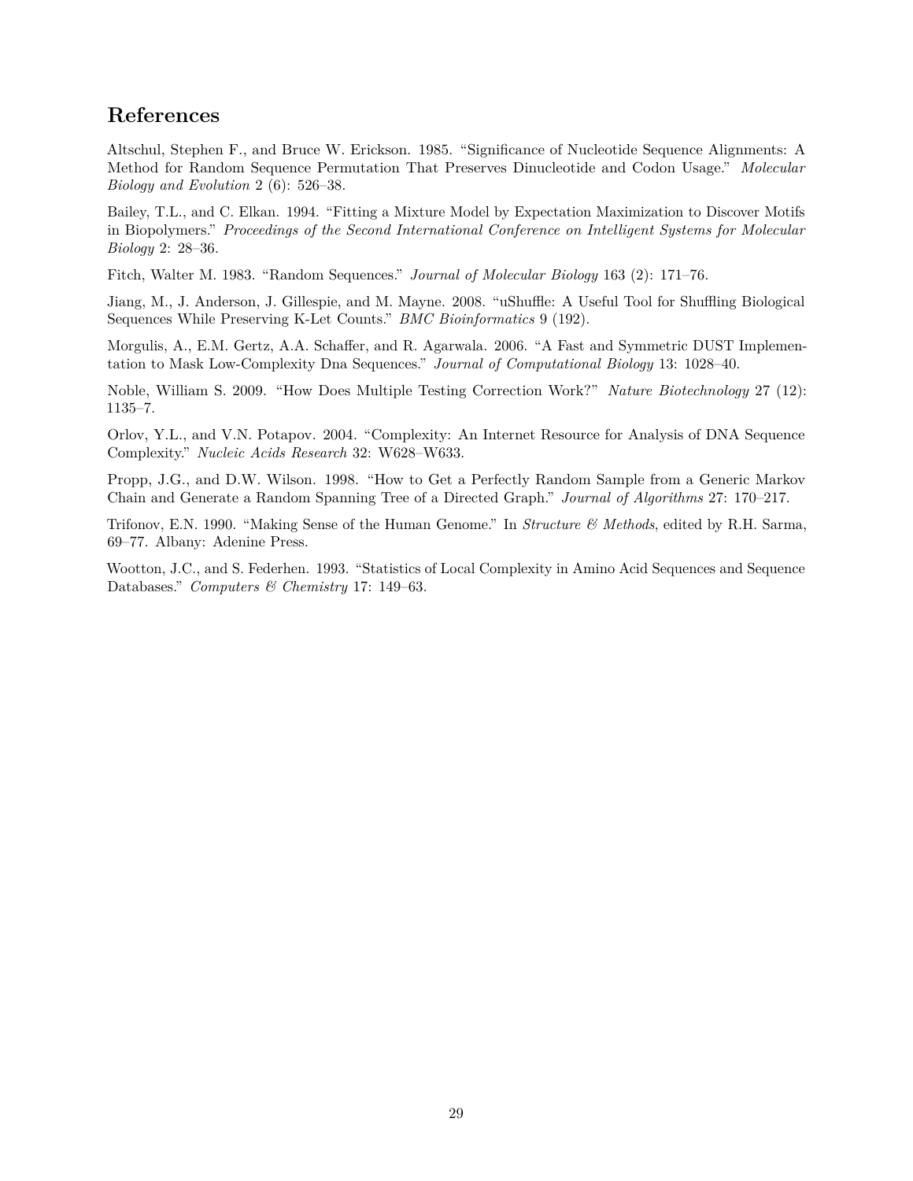## References

Altschul, Stephen F., and Bruce W. Erickson. 1985. "Significance of Nucleotide Sequence Alignments: A Method for Random Sequence Permutation That Preserves Dinucleotide and Codon Usage." *Molecular Biology and Evolution* 2 (6): 526–38.

Bailey, T.L., and C. Elkan. 1994. "Fitting a Mixture Model by Expectation Maximization to Discover Motifs in Biopolymers." *Proceedings of the Second International Conference on Intelligent Systems for Molecular Biology* 2: 28–36.

Fitch, Walter M. 1983. "Random Sequences." *Journal of Molecular Biology* 163 (2): 171–76.

Jiang, M., J. Anderson, J. Gillespie, and M. Mayne. 2008. "uShuffle: A Useful Tool for Shuffling Biological Sequences While Preserving K-Let Counts." *BMC Bioinformatics* 9 (192).

Morgulis, A., E.M. Gertz, A.A. Schaffer, and R. Agarwala. 2006. "A Fast and Symmetric DUST Implementation to Mask Low-Complexity Dna Sequences." *Journal of Computational Biology* 13: 1028–40.

Noble, William S. 2009. "How Does Multiple Testing Correction Work?" *Nature Biotechnology* 27 (12): 1135–7.

Orlov, Y.L., and V.N. Potapov. 2004. "Complexity: An Internet Resource for Analysis of DNA Sequence Complexity." *Nucleic Acids Research* 32: W628–W633.

Propp, J.G., and D.W. Wilson. 1998. "How to Get a Perfectly Random Sample from a Generic Markov Chain and Generate a Random Spanning Tree of a Directed Graph." *Journal of Algorithms* 27: 170–217.

Trifonov, E.N. 1990. "Making Sense of the Human Genome." In *Structure & Methods*, edited by R.H. Sarma, 69–77. Albany: Adenine Press.

Wootton, J.C., and S. Federhen. 1993. "Statistics of Local Complexity in Amino Acid Sequences and Sequence Databases." *Computers & Chemistry* 17: 149–63.